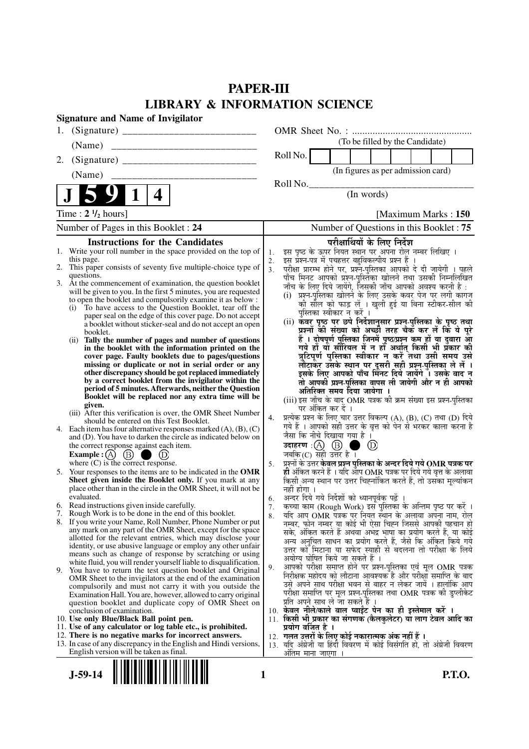# PAPER-III
## LIBRARY & INFORMATION SCIENCE

**Signature and Name of Invigilator**

1. (Signature) ______________________

   (Name) ______________________

2. (Signature) ______________________

   (Name) ______________________

OMR Sheet No. : ...............................................
(To be filled by the Candidate)

Roll No. | | | | | | | | |
(In figures as per admission card)

Roll No.________________________________
(In words)

**J 5 9 1 4**

Time : **2 ½ hours**] [Maximum Marks : **150**

Number of Pages in this Booklet : **24**

Number of Questions in this Booklet : **75**

### Instructions for the Candidates

1. Write your roll number in the space provided on the top of this page.
2. This paper consists of seventy five multiple-choice type of questions.
3. At the commencement of examination, the question booklet will be given to you. In the first 5 minutes, you are requested to open the booklet and compulsorily examine it as below :
   (i) To have access to the Question Booklet, tear off the paper seal on the edge of this cover page. Do not accept a booklet without sticker-seal and do not accept an open booklet.
   (ii) **Tally the number of pages and number of questions in the booklet with the information printed on the cover page. Faulty booklets due to pages/questions missing or duplicate or not in serial order or any other discrepancy should be got replaced immediately by a correct booklet from the invigilator within the period of 5 minutes. Afterwards, neither the Question Booklet will be replaced nor any extra time will be given.**
   (iii) After this verification is over, the OMR Sheet Number should be entered on this Test Booklet.
4. Each item has four alternative responses marked (A), (B), (C) and (D). You have to darken the circle as indicated below on the correct response against each item.
   **Example :** (A) (B) ● (D)
   where (C) is the correct response.
5. Your responses to the items are to be indicated in the **OMR Sheet given inside the Booklet only.** If you mark at any place other than in the circle in the OMR Sheet, it will not be evaluated.
6. Read instructions given inside carefully.
7. Rough Work is to be done in the end of this booklet.
8. If you write your Name, Roll Number, Phone Number or put any mark on any part of the OMR Sheet, except for the space allotted for the relevant entries, which may disclose your identity, or use abusive language or employ any other unfair means such as change of response by scratching or using white fluid, you will render yourself liable to disqualification.
9. You have to return the test question booklet and Original OMR Sheet to the invigilators at the end of the examination compulsorily and must not carry it with you outside the Examination Hall. You are, however, allowed to carry original question booklet and duplicate copy of OMR Sheet on conclusion of examination.
10. **Use only Blue/Black Ball point pen.**
11. **Use of any calculator or log table etc., is prohibited.**
12. **There is no negative marks for incorrect answers.**
13. In case of any discrepancy in the English and Hindi versions, English version will be taken as final.

### परीक्षार्थियों के लिए निर्देश

1. इस पृष्ठ के ऊपर नियत स्थान पर अपना रोल नम्बर लिखिए ।
2. इस प्रश्न-पत्र में पचहत्तर बहुविकल्पीय प्रश्न हैं ।
3. परीक्षा प्रारम्भ होने पर, प्रश्न-पुस्तिका आपको दे दी जायेगी । पहले पाँच मिनट आपको प्रश्न-पुस्तिका खोलने तथा उसकी निम्नलिखित जाँच के लिए दिये जायेंगे, जिसकी जाँच आपको अवश्य करनी है :
   (i) प्रश्न-पुस्तिका खोलने के लिए उसके कवर पेज पर लगी कागज की सील को फाड़ लें । खुली हुई या बिना स्टीकर-सील की पुस्तिका स्वीकार न करें ।
   (ii) **कवर पृष्ठ पर छपे निर्देशानुसार प्रश्न-पुस्तिका के पृष्ठ तथा प्रश्नों की संख्या को अच्छी तरह चैक कर लें कि ये पूरे हैं । दोषपूर्ण पुस्तिका जिनमें पृष्ठ/प्रश्न कम हों या दुबारा आ गये हों या सीरियल में न हों अर्थात् किसी भी प्रकार की त्रुटिपूर्ण पुस्तिका स्वीकार न करें तथा उसी समय उसे लौटाकर उसके स्थान पर दूसरी सही प्रश्न-पुस्तिका ले लें । इसके लिए आपको पाँच मिनट दिये जायेंगे । उसके बाद न तो आपकी प्रश्न-पुस्तिका वापस ली जायेगी और न ही आपको अतिरिक्त समय दिया जायेगा ।**
   (iii) इस जाँच के बाद OMR पत्रक की क्रम संख्या इस प्रश्न-पुस्तिका पर अंकित कर दें ।
4. प्रत्येक प्रश्न के लिए चार उत्तर विकल्प (A), (B), (C) तथा (D) दिये गये हैं । आपको सही उत्तर के वृत्त को पेन से भरकर काला करना है जैसा कि नीचे दिखाया गया है ।
   **उदाहरण :** (A) (B) ● (D)
   जबकि (C) सही उत्तर है ।
5. प्रश्नों के उत्तर **केवल प्रश्न पुस्तिका के अन्दर दिये गये OMR पत्रक पर ही** अंकित करने हैं । यदि आप OMR पत्रक पर दिये गये वृत्त के अलावा किसी अन्य स्थान पर उत्तर चिह्नांकित करते हैं, तो उसका मूल्यांकन नहीं होगा ।
6. अन्दर दिये गये निर्देशों को ध्यानपूर्वक पढ़ें ।
7. कच्चा काम (Rough Work) इस पुस्तिका के अन्तिम पृष्ठ पर करें ।
8. यदि आप OMR पत्रक पर नियत स्थान के अलावा अपना नाम, रोल नम्बर, फोन नम्बर या कोई भी ऐसा चिह्न जिससे आपकी पहचान हो सके, अंकित करते हैं अथवा अभद्र भाषा का प्रयोग करते हैं, या कोई अन्य अनुचित साधन का प्रयोग करते हैं, जैसे कि अंकित किये गये उत्तर को मिटाना या सफेद स्याही से बदलना तो परीक्षा के लिये अयोग्य घोषित किये जा सकते हैं ।
9. आपको परीक्षा समाप्त होने पर प्रश्न-पुस्तिका एवं मूल OMR पत्रक निरीक्षक महोदय को लौटाना आवश्यक है और परीक्षा समाप्ति के बाद उसे अपने साथ परीक्षा भवन से बाहर न लेकर जायें । हालांकि आप परीक्षा समाप्ति पर मूल प्रश्न-पुस्तिका तथा OMR पत्रक की डुप्लीकेट प्रति अपने साथ ले जा सकते हैं ।
10. **केवल नीले/काले बाल प्वाईंट पेन का ही इस्तेमाल करें ।**
11. **किसी भी प्रकार का संगणक (कैलकुलेटर) या लाग टेबल आदि का प्रयोग वर्जित है ।**
12. **गलत उत्तरों के लिए कोई नकारात्मक अंक नहीं हैं ।**
13. यदि अंग्रेजी या हिंदी विवरण में कोई विसंगति हो, तो अंग्रेजी विवरण अंतिम माना जाएगा ।

J-59-14

P.T.O.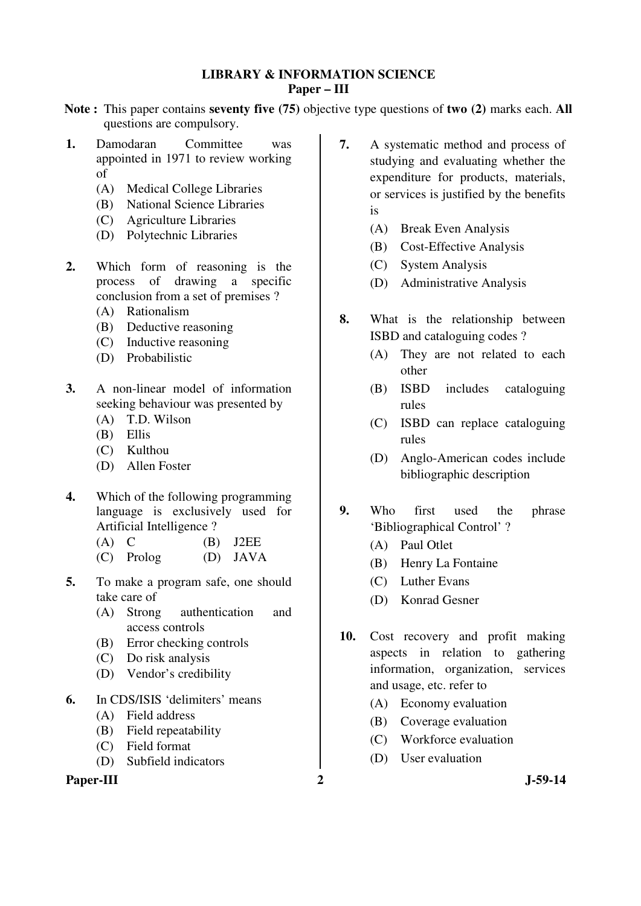# LIBRARY & INFORMATION SCIENCE
## Paper – III

**Note :** This paper contains **seventy five (75)** objective type questions of **two (2)** marks each. **All** questions are compulsory.

**1.** Damodaran Committee was appointed in 1971 to review working of
- (A) Medical College Libraries
- (B) National Science Libraries
- (C) Agriculture Libraries
- (D) Polytechnic Libraries

**2.** Which form of reasoning is the process of drawing a specific conclusion from a set of premises ?
- (A) Rationalism
- (B) Deductive reasoning
- (C) Inductive reasoning
- (D) Probabilistic

**3.** A non-linear model of information seeking behaviour was presented by
- (A) T.D. Wilson
- (B) Ellis
- (C) Kulthou
- (D) Allen Foster

**4.** Which of the following programming language is exclusively used for Artificial Intelligence ?
- (A) C
- (B) J2EE
- (C) Prolog
- (D) JAVA

**5.** To make a program safe, one should take care of
- (A) Strong authentication and access controls
- (B) Error checking controls
- (C) Do risk analysis
- (D) Vendor's credibility

**6.** In CDS/ISIS 'delimiters' means
- (A) Field address
- (B) Field repeatability
- (C) Field format
- (D) Subfield indicators

**7.** A systematic method and process of studying and evaluating whether the expenditure for products, materials, or services is justified by the benefits is
- (A) Break Even Analysis
- (B) Cost-Effective Analysis
- (C) System Analysis
- (D) Administrative Analysis

**8.** What is the relationship between ISBD and cataloguing codes ?
- (A) They are not related to each other
- (B) ISBD includes cataloguing rules
- (C) ISBD can replace cataloguing rules
- (D) Anglo-American codes include bibliographic description

**9.** Who first used the phrase 'Bibliographical Control' ?
- (A) Paul Otlet
- (B) Henry La Fontaine
- (C) Luther Evans
- (D) Konrad Gesner

**10.** Cost recovery and profit making aspects in relation to gathering information, organization, services and usage, etc. refer to
- (A) Economy evaluation
- (B) Coverage evaluation
- (C) Workforce evaluation
- (D) User evaluation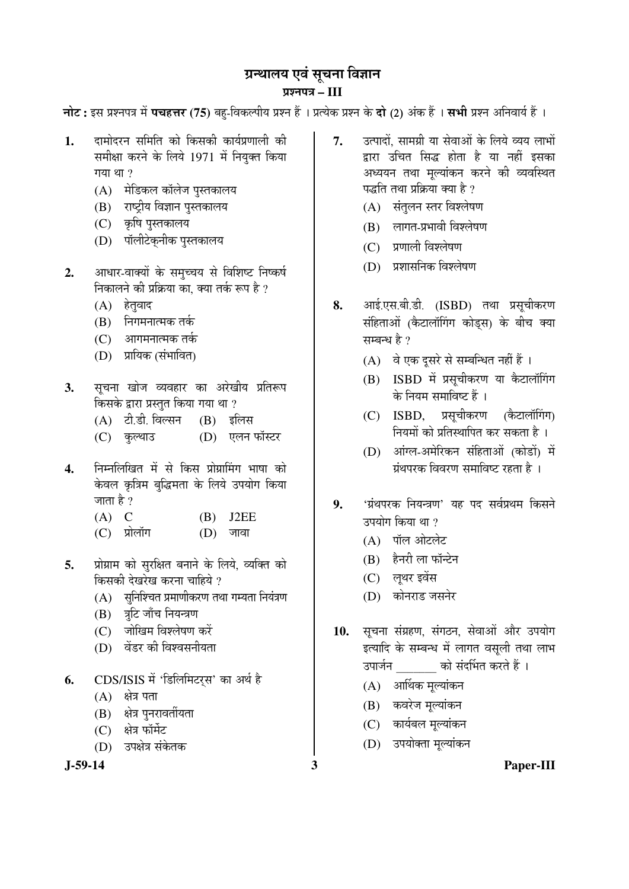# ग्रन्थालय एवं सूचना विज्ञान

## प्रश्नपत्र – III

**नोट :** इस प्रश्नपत्र में **पचहत्तर (75)** बहु-विकल्पीय प्रश्न हैं । प्रत्येक प्रश्न के **दो** (2) अंक हैं । **सभी** प्रश्न अनिवार्य हैं ।

**1.** दामोदरन समिति को किसकी कार्यप्रणाली की समीक्षा करने के लिये 1971 में नियुक्त किया गया था ?

(A) मेडिकल कॉलेज पुस्तकालय
(B) राष्ट्रीय विज्ञान पुस्तकालय
(C) कृषि पुस्तकालय
(D) पॉलीटेक्नीक पुस्तकालय

**2.** आधार-वाक्यों के समुच्चय से विशिष्ट निष्कर्ष निकालने की प्रक्रिया का, क्या तर्क रूप है ?

(A) हेतुवाद
(B) निगमनात्मक तर्क
(C) आगमनात्मक तर्क
(D) प्रायिक (संभावित)

**3.** सूचना खोज व्यवहार का अरेखीय प्रतिरूप किसके द्वारा प्रस्तुत किया गया था ?

(A) टी.डी. विल्सन
(B) इलिस
(C) कुल्थाउ
(D) एलन फॉस्टर

**4.** निम्नलिखित में से किस प्रोग्रामिंग भाषा को केवल कृत्रिम बुद्धिमता के लिये उपयोग किया जाता है ?

(A) C
(B) J2EE
(C) प्रोलॉग
(D) जावा

**5.** प्रोग्राम को सुरक्षित बनाने के लिये, व्यक्ति को किसकी देखरेख करना चाहिये ?

(A) सुनिश्चित प्रमाणीकरण तथा गम्यता नियंत्रण
(B) त्रुटि जाँच नियन्त्रण
(C) जोखिम विश्लेषण करें
(D) वेंडर की विश्वसनीयता

**6.** CDS/ISIS में 'डिलिमिटर्स' का अर्थ है

(A) क्षेत्र पता
(B) क्षेत्र पुनरावर्तीयता
(C) क्षेत्र फॉर्मेट
(D) उपक्षेत्र संकेतक

**7.** उत्पादों, सामग्री या सेवाओं के लिये व्यय लाभों द्वारा उचित सिद्ध होता है या नहीं इसका अध्ययन तथा मूल्यांकन करने की व्यवस्थित पद्धति तथा प्रक्रिया क्या है ?

(A) संतुलन स्तर विश्लेषण
(B) लागत-प्रभावी विश्लेषण
(C) प्रणाली विश्लेषण
(D) प्रशासनिक विश्लेषण

**8.** आई.एस.बी.डी. (ISBD) तथा प्रसूचीकरण संहिताओं (कैटालॉगिंग कोड्स) के बीच क्या सम्बन्ध है ?

(A) वे एक दूसरे से सम्बन्धित नहीं हैं ।
(B) ISBD में प्रसूचीकरण या कैटालॉगिंग के नियम समाविष्ट हैं ।
(C) ISBD, प्रसूचीकरण (कैटालॉगिंग) नियमों को प्रतिस्थापित कर सकता है ।
(D) आंग्ल-अमेरिकन संहिताओं (कोडों) में ग्रंथपरक विवरण समाविष्ट रहता है ।

**9.** 'ग्रंथपरक नियन्त्रण' यह पद सर्वप्रथम किसने उपयोग किया था ?

(A) पॉल ओटलेट
(B) हैनरी ला फॉन्टेन
(C) लूथर इवेंस
(D) कोनराड जसनेर

**10.** सूचना संग्रहण, संगठन, सेवाओं और उपयोग इत्यादि के सम्बन्ध में लागत वसूली तथा लाभ उपार्जन _______ को संदर्भित करते हैं ।

(A) आर्थिक मूल्यांकन
(B) कवरेज मूल्यांकन
(C) कार्यबल मूल्यांकन
(D) उपयोक्ता मूल्यांकन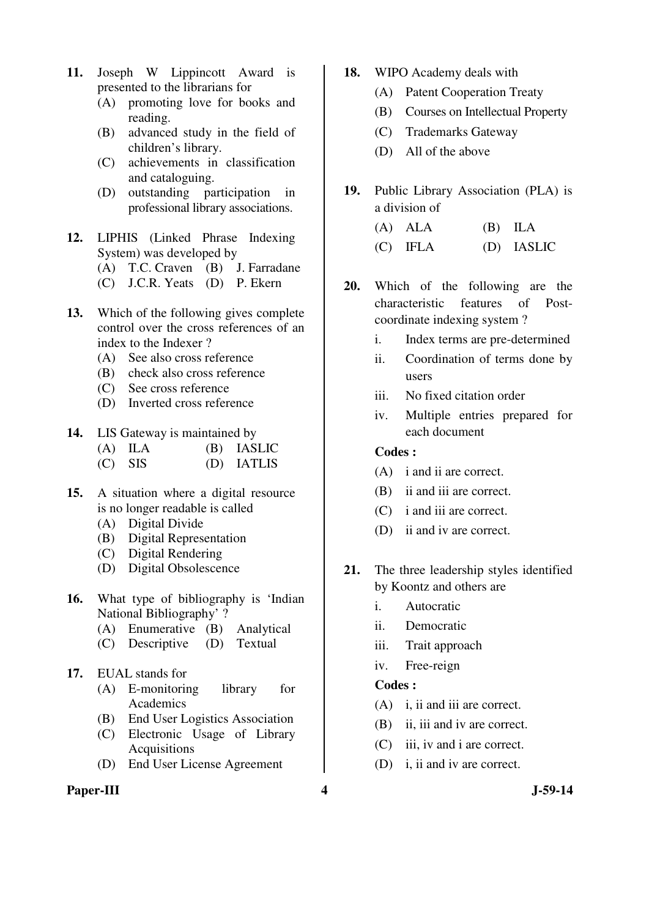**11.** Joseph W Lippincott Award is presented to the librarians for

(A) promoting love for books and reading.
(B) advanced study in the field of children's library.
(C) achievements in classification and cataloguing.
(D) outstanding participation in professional library associations.

**12.** LIPHIS (Linked Phrase Indexing System) was developed by

(A) T.C. Craven (B) J. Farradane
(C) J.C.R. Yeats (D) P. Ekern

**13.** Which of the following gives complete control over the cross references of an index to the Indexer ?

(A) See also cross reference
(B) check also cross reference
(C) See cross reference
(D) Inverted cross reference

**14.** LIS Gateway is maintained by

(A) ILA (B) IASLIC
(C) SIS (D) IATLIS

**15.** A situation where a digital resource is no longer readable is called

(A) Digital Divide
(B) Digital Representation
(C) Digital Rendering
(D) Digital Obsolescence

**16.** What type of bibliography is 'Indian National Bibliography' ?

(A) Enumerative (B) Analytical
(C) Descriptive (D) Textual

**17.** EUAL stands for

(A) E-monitoring library for Academics
(B) End User Logistics Association
(C) Electronic Usage of Library Acquisitions
(D) End User License Agreement

**18.** WIPO Academy deals with

(A) Patent Cooperation Treaty
(B) Courses on Intellectual Property
(C) Trademarks Gateway
(D) All of the above

**19.** Public Library Association (PLA) is a division of

(A) ALA (B) ILA
(C) IFLA (D) IASLIC

**20.** Which of the following are the characteristic features of Post-coordinate indexing system ?

i. Index terms are pre-determined
ii. Coordination of terms done by users
iii. No fixed citation order
iv. Multiple entries prepared for each document

**Codes :**

(A) i and ii are correct.
(B) ii and iii are correct.
(C) i and iii are correct.
(D) ii and iv are correct.

**21.** The three leadership styles identified by Koontz and others are

i. Autocratic
ii. Democratic
iii. Trait approach
iv. Free-reign

**Codes :**

(A) i, ii and iii are correct.
(B) ii, iii and iv are correct.
(C) iii, iv and i are correct.
(D) i, ii and iv are correct.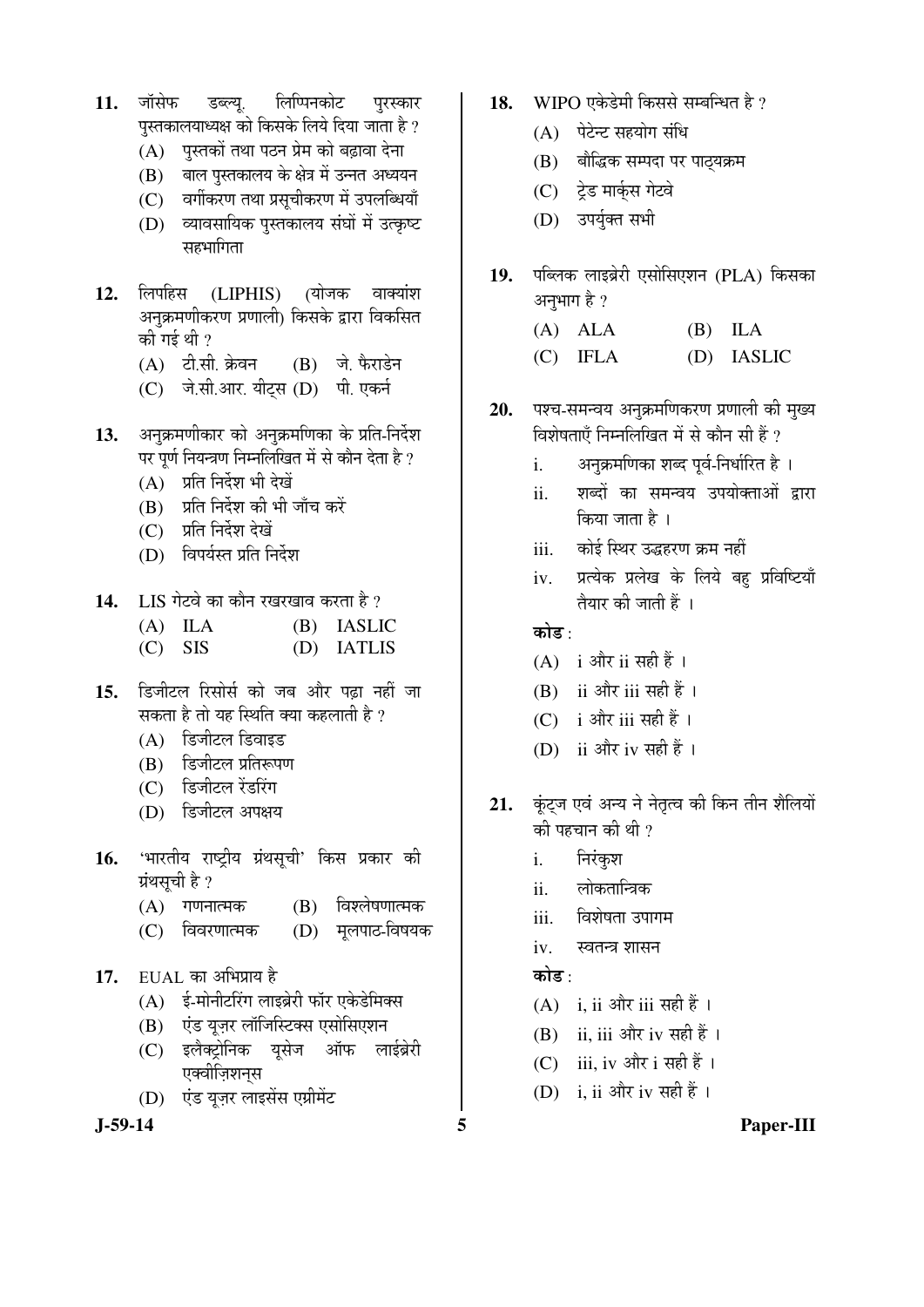**11.** जॉसेफ डब्ल्यू. लिप्पिनकोट पुरस्कार पुस्तकालयाध्यक्ष को किसके लिये दिया जाता है ?

(A) पुस्तकों तथा पठन प्रेम को बढ़ावा देना

(B) बाल पुस्तकालय के क्षेत्र में उन्नत अध्ययन

(C) वर्गीकरण तथा प्रसूचीकरण में उपलब्धियाँ

(D) व्यावसायिक पुस्तकालय संघों में उत्कृष्ट सहभागिता

**12.** लिफहिस (LIPHIS) (योजक वाक्यांश अनुक्रमणीकरण प्रणाली) किसके द्वारा विकसित की गई थी ?

(A) टी.सी. क्रेवन (B) जे. फैराडेन

(C) जे.सी.आर. यीट्स (D) पी. एकर्न

**13.** अनुक्रमणीकार को अनुक्रमणिका के प्रति-निर्देश पर पूर्ण नियन्त्रण निम्नलिखित में से कौन देता है ?

(A) प्रति निर्देश भी देखें

(B) प्रति निर्देश की भी जाँच करें

(C) प्रति निर्देश देखें

(D) विपर्यस्त प्रति निर्देश

**14.** LIS गेटवे का कौन रखरखाव करता है ?

(A) ILA (B) IASLIC

(C) SIS (D) IATLIS

**15.** डिजीटल रिसोर्स को जब और पढ़ा नहीं जा सकता है तो यह स्थिति क्या कहलाती है ?

(A) डिजीटल डिवाइड

(B) डिजीटल प्रतिरूपण

(C) डिजीटल रेंडरिंग

(D) डिजीटल अपक्षय

**16.** 'भारतीय राष्ट्रीय ग्रंथसूची' किस प्रकार की ग्रंथसूची है ?

(A) गणनात्मक (B) विश्लेषणात्मक

(C) विवरणात्मक (D) मूलपाठ-विषयक

**17.** EUAL का अभिप्राय है

(A) ई-मोनीटरिंग लाइब्रेरी फॉर एकेडेमिक्स

(B) एंड यूज़र लॉजिस्टिक्स एसोसिएशन

(C) इलैक्ट्रोनिक यूसेज ऑफ लाईब्रेरी एक्वीज़िशन्स

(D) एंड यूज़र लाइसेंस एग्रीमेंट

**18.** WIPO एकेडेमी किससे सम्बन्धित है ?

(A) पेटेन्ट सहयोग संधि

(B) बौद्धिक सम्पदा पर पाठ्यक्रम

(C) ट्रेड मार्क्स गेटवे

(D) उपर्युक्त सभी

**19.** पब्लिक लाइब्रेरी एसोसिएशन (PLA) किसका अनुभाग है ?

(A) ALA (B) ILA

(C) IFLA (D) IASLIC

**20.** पश्च-समन्वय अनुक्रमणिकरण प्रणाली की मुख्य विशेषताएँ निम्नलिखित में से कौन सी हैं ?

i. अनुक्रमणिका शब्द पूर्व-निर्धारित है ।

ii. शब्दों का समन्वय उपयोक्ताओं द्वारा किया जाता है ।

iii. कोई स्थिर उद्धरण क्रम नहीं

iv. प्रत्येक प्रलेख के लिये बहु प्रविष्टियाँ तैयार की जाती हैं ।

**कोड** :

(A) i और ii सही हैं ।

(B) ii और iii सही हैं ।

(C) i और iii सही हैं ।

(D) ii और iv सही हैं ।

**21.** कूंट्ज एवं अन्य ने नेतृत्व की किन तीन शैलियों की पहचान की थी ?

i. निरंकुश

ii. लोकतान्त्रिक

iii. विशेषता उपागम

iv. स्वतन्त्र शासन

**कोड** :

(A) i, ii और iii सही हैं ।

(B) ii, iii और iv सही हैं ।

(C) iii, iv और i सही हैं ।

(D) i, ii और iv सही हैं ।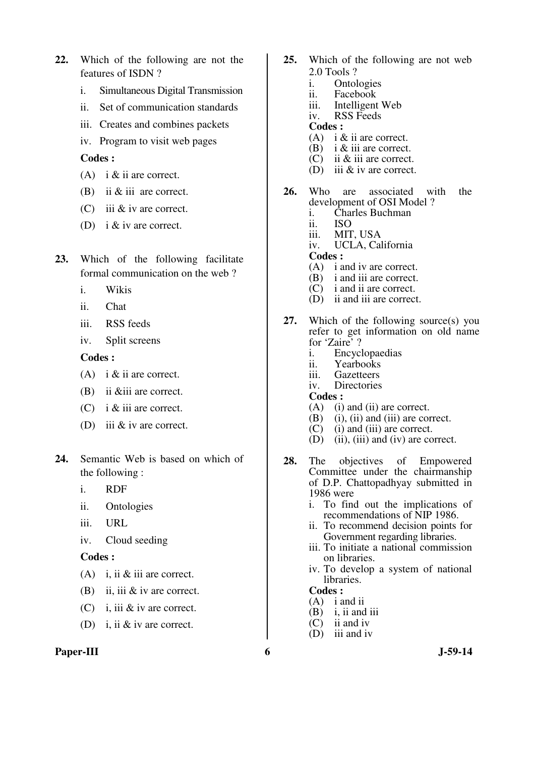**22.** Which of the following are not the features of ISDN ?

i. Simultaneous Digital Transmission

ii. Set of communication standards

iii. Creates and combines packets

iv. Program to visit web pages

**Codes :**

(A) i & ii are correct.

(B) ii & iii are correct.

(C) iii & iv are correct.

(D) i & iv are correct.

**23.** Which of the following facilitate formal communication on the web ?

i. Wikis

ii. Chat

iii. RSS feeds

iv. Split screens

**Codes :**

(A) i & ii are correct.

(B) ii &iii are correct.

(C) i & iii are correct.

(D) iii & iv are correct.

**24.** Semantic Web is based on which of the following :

i. RDF

ii. Ontologies

iii. URL

iv. Cloud seeding

**Codes :**

(A) i, ii & iii are correct.

(B) ii, iii & iv are correct.

(C) i, iii & iv are correct.

(D) i, ii & iv are correct.

**25.** Which of the following are not web 2.0 Tools ?

i. Ontologies

ii. Facebook

iii. Intelligent Web

iv. RSS Feeds

**Codes :**

(A) i & ii are correct.

(B) i & iii are correct.

(C) ii & iii are correct.

(D) iii & iv are correct.

**26.** Who are associated with the development of OSI Model ?

i. Charles Buchman

ii. ISO

iii. MIT, USA

iv. UCLA, California

**Codes :**

(A) i and iv are correct.

(B) i and iii are correct.

(C) i and ii are correct.

(D) ii and iii are correct.

**27.** Which of the following source(s) you refer to get information on old name for 'Zaire' ?

i. Encyclopaedias

ii. Yearbooks

iii. Gazetteers

iv. Directories

**Codes :**

(A) (i) and (ii) are correct.

(B) (i), (ii) and (iii) are correct.

(C) (i) and (iii) are correct.

(D) (ii), (iii) and (iv) are correct.

**28.** The objectives of Empowered Committee under the chairmanship of D.P. Chattopadhyay submitted in 1986 were

i. To find out the implications of recommendations of NIP 1986.

ii. To recommend decision points for Government regarding libraries.

iii. To initiate a national commission on libraries.

iv. To develop a system of national libraries.

**Codes :**

(A) i and ii

(B) i, ii and iii

(C) ii and iv

(D) iii and iv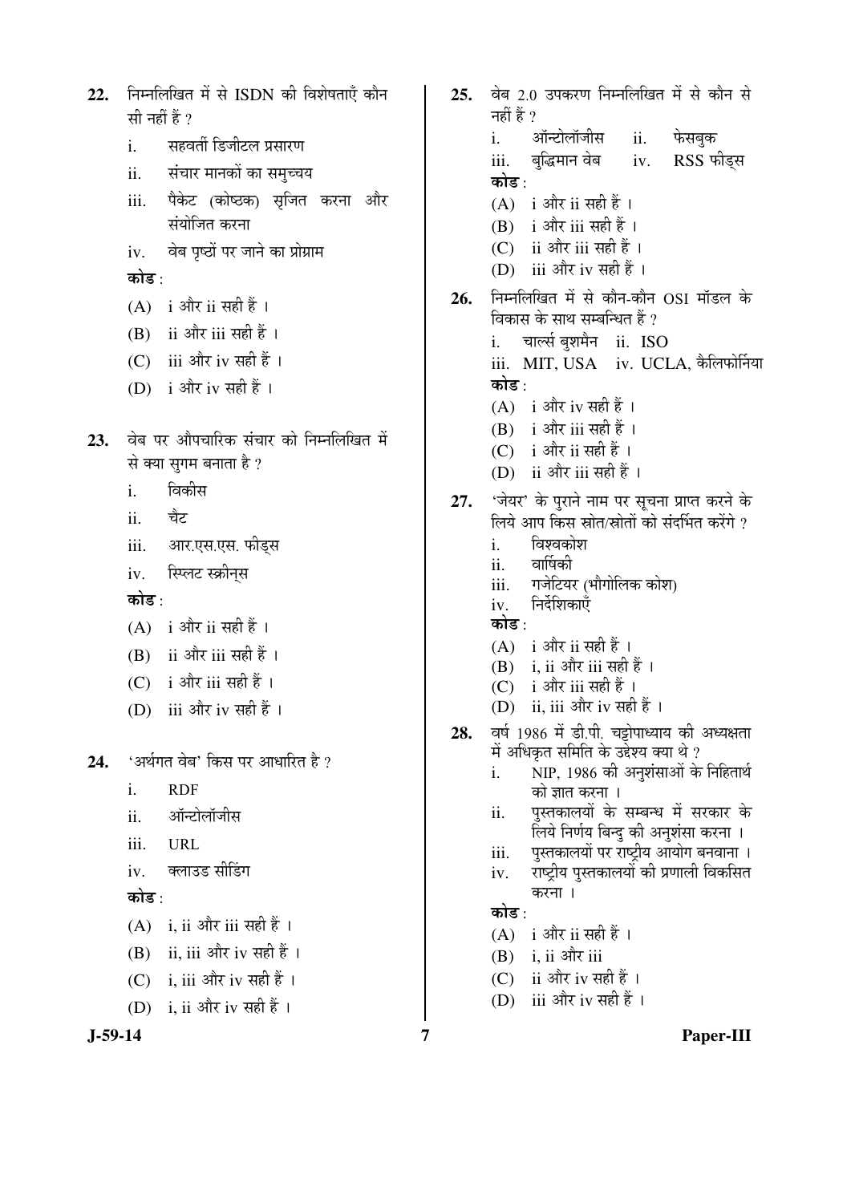22. निम्नलिखित में से ISDN की विशेषताएँ कौन सी नहीं हैं ?

    i. सहवर्ती डिजीटल प्रसारण
    ii. संचार मानकों का समुच्चय
    iii. पैकेट (कोष्ठक) सृजित करना और संयोजित करना
    iv. वेब पृष्ठों पर जाने का प्रोग्राम

    **कोड** :

    (A) i और ii सही हैं ।
    (B) ii और iii सही हैं ।
    (C) iii और iv सही हैं ।
    (D) i और iv सही हैं ।

23. वेब पर औपचारिक संचार को निम्नलिखित में से क्या सुगम बनाता है ?

    i. विकीस
    ii. चैट
    iii. आर.एस.एस. फीड्स
    iv. स्प्लिट स्क्रीन्स

    **कोड** :

    (A) i और ii सही हैं ।
    (B) ii और iii सही हैं ।
    (C) i और iii सही हैं ।
    (D) iii और iv सही हैं ।

24. 'अर्थगत वेब' किस पर आधारित है ?

    i. RDF
    ii. ऑन्टोलॉजीस
    iii. URL
    iv. क्लाउड सीडिंग

    **कोड** :

    (A) i, ii और iii सही हैं ।
    (B) ii, iii और iv सही हैं ।
    (C) i, iii और iv सही हैं ।
    (D) i, ii और iv सही हैं ।

25. वेब 2.0 उपकरण निम्नलिखित में से कौन से नहीं हैं ?

    i. ऑन्टोलॉजीस ii. फेसबुक
    iii. बुद्धिमान वेब iv. RSS फीड्स

    **कोड** :

    (A) i और ii सही हैं ।
    (B) i और iii सही हैं ।
    (C) ii और iii सही हैं ।
    (D) iii और iv सही हैं ।

26. निम्नलिखित में से कौन-कौन OSI मॉडल के विकास के साथ सम्बन्धित हैं ?

    i. चार्ल्स बुशमैन ii. ISO
    iii. MIT, USA iv. UCLA, कैलिफोर्निया

    **कोड** :

    (A) i और iv सही हैं ।
    (B) i और iii सही हैं ।
    (C) i और ii सही हैं ।
    (D) ii और iii सही हैं ।

27. 'जेयर' के पुराने नाम पर सूचना प्राप्त करने के लिये आप किस स्रोत/स्रोतों को संदर्भित करेंगे ?

    i. विश्वकोश
    ii. वार्षिकी
    iii. गजेटियर (भौगोलिक कोश)
    iv. निर्देशिकाएँ

    **कोड** :

    (A) i और ii सही हैं ।
    (B) i, ii और iii सही हैं ।
    (C) i और iii सही हैं ।
    (D) ii, iii और iv सही हैं ।

28. वर्ष 1986 में डी.पी. चट्टोपाध्याय की अध्यक्षता में अधिकृत समिति के उद्देश्य क्या थे ?

    i. NIP, 1986 की अनुशंसाओं के निहितार्थ को ज्ञात करना ।
    ii. पुस्तकालयों के सम्बन्ध में सरकार के लिये निर्णय बिन्दु की अनुशंसा करना ।
    iii. पुस्तकालयों पर राष्ट्रीय आयोग बनवाना ।
    iv. राष्ट्रीय पुस्तकालयों की प्रणाली विकसित करना ।

    **कोड** :

    (A) i और ii सही हैं ।
    (B) i, ii और iii
    (C) ii और iv सही हैं ।
    (D) iii और iv सही हैं ।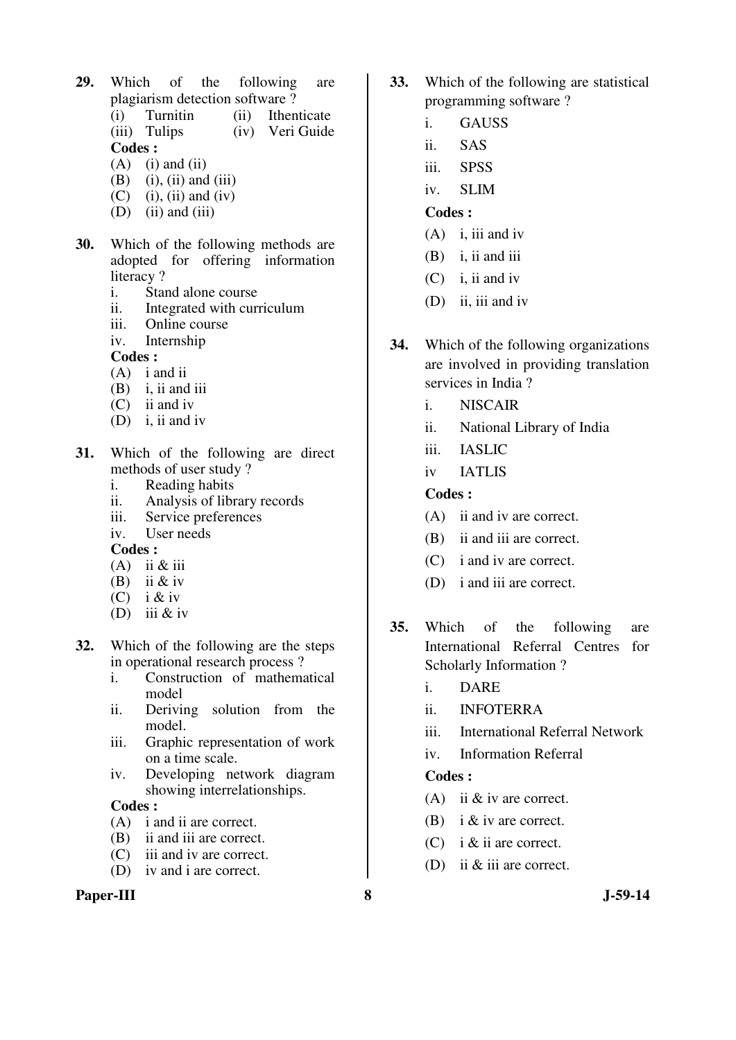**29.** Which of the following are plagiarism detection software ?

(i) Turnitin (ii) Ithenticate
(iii) Tulips (iv) Veri Guide

**Codes :**

(A) (i) and (ii)
(B) (i), (ii) and (iii)
(C) (i), (ii) and (iv)
(D) (ii) and (iii)

**30.** Which of the following methods are adopted for offering information literacy ?

i. Stand alone course
ii. Integrated with curriculum
iii. Online course
iv. Internship

**Codes :**

(A) i and ii
(B) i, ii and iii
(C) ii and iv
(D) i, ii and iv

**31.** Which of the following are direct methods of user study ?

i. Reading habits
ii. Analysis of library records
iii. Service preferences
iv. User needs

**Codes :**

(A) ii & iii
(B) ii & iv
(C) i & iv
(D) iii & iv

**32.** Which of the following are the steps in operational research process ?

i. Construction of mathematical model
ii. Deriving solution from the model.
iii. Graphic representation of work on a time scale.
iv. Developing network diagram showing interrelationships.

**Codes :**

(A) i and ii are correct.
(B) ii and iii are correct.
(C) iii and iv are correct.
(D) iv and i are correct.

**33.** Which of the following are statistical programming software ?

i. GAUSS
ii. SAS
iii. SPSS
iv. SLIM

**Codes :**

(A) i, iii and iv
(B) i, ii and iii
(C) i, ii and iv
(D) ii, iii and iv

**34.** Which of the following organizations are involved in providing translation services in India ?

i. NISCAIR
ii. National Library of India
iii. IASLIC
iv IATLIS

**Codes :**

(A) ii and iv are correct.
(B) ii and iii are correct.
(C) i and iv are correct.
(D) i and iii are correct.

**35.** Which of the following are International Referral Centres for Scholarly Information ?

i. DARE
ii. INFOTERRA
iii. International Referral Network
iv. Information Referral

**Codes :**

(A) ii & iv are correct.
(B) i & iv are correct.
(C) i & ii are correct.
(D) ii & iii are correct.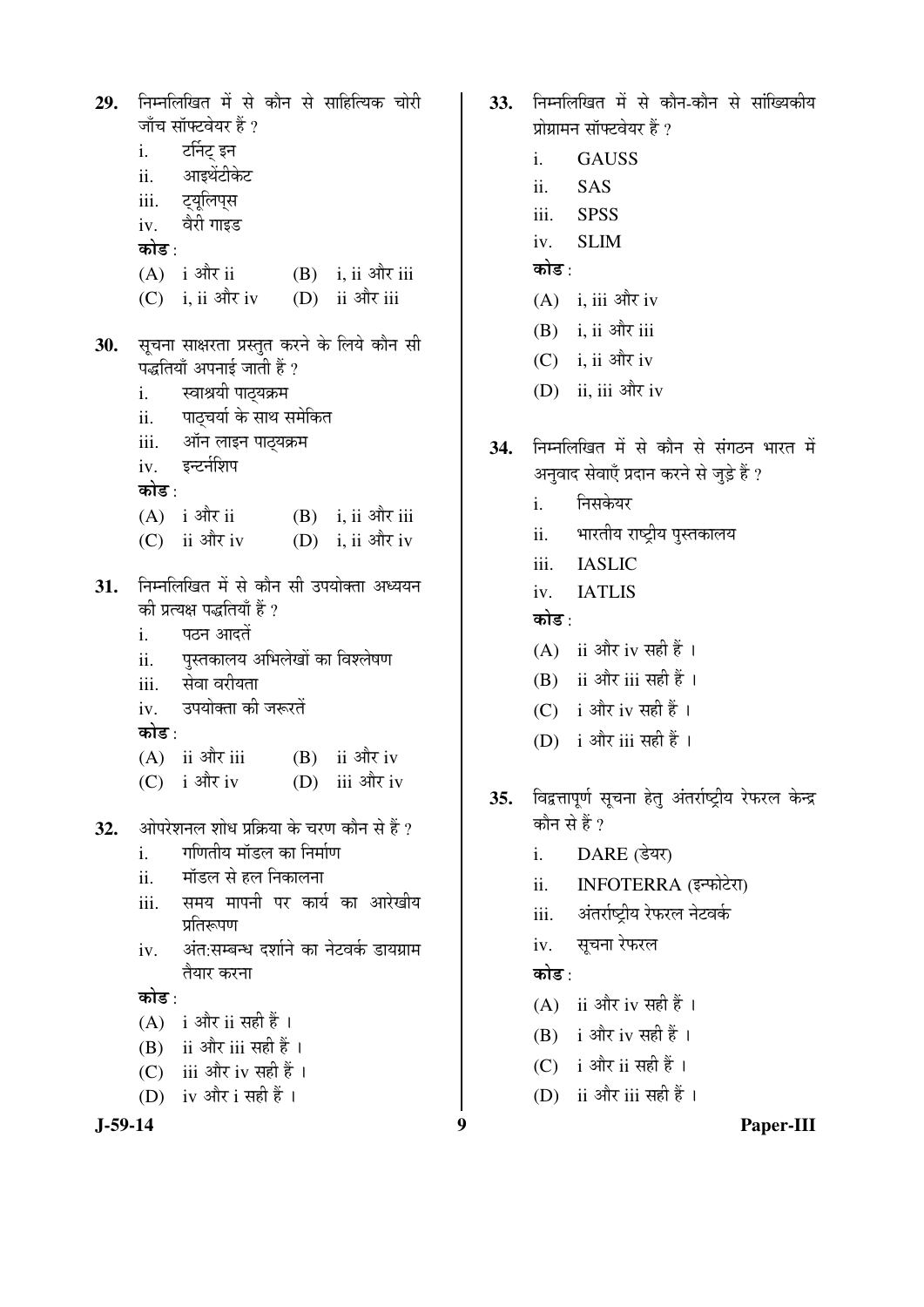29. निम्नलिखित में से कौन से साहित्यिक चोरी जाँच सॉफ्टवेयर हैं ?

    i. टर्निट् इन
    ii. आइथेंटीकेट
    iii. ट्यूलिप्स
    iv. वैरी गाइड

    **कोड** :

    (A) i और ii (B) i, ii और iii
    (C) i, ii और iv (D) ii और iii

30. सूचना साक्षरता प्रस्तुत करने के लिये कौन सी पद्धतियाँ अपनाई जाती हैं ?

    i. स्वाश्रयी पाठ्यक्रम
    ii. पाठ्चर्या के साथ समेकित
    iii. ऑन लाइन पाठ्यक्रम
    iv. इन्टर्नशिप

    **कोड** :

    (A) i और ii (B) i, ii और iii
    (C) ii और iv (D) i, ii और iv

31. निम्नलिखित में से कौन सी उपयोक्ता अध्ययन की प्रत्यक्ष पद्धतियाँ हैं ?

    i. पठन आदतें
    ii. पुस्तकालय अभिलेखों का विश्लेषण
    iii. सेवा वरीयता
    iv. उपयोक्ता की जरूरतें

    **कोड** :

    (A) ii और iii (B) ii और iv
    (C) i और iv (D) iii और iv

32. ओपरेशनल शोध प्रक्रिया के चरण कौन से हैं ?

    i. गणितीय मॉडल का निर्माण
    ii. मॉडल से हल निकालना
    iii. समय मापनी पर कार्य का आरेखीय प्रतिरूपण
    iv. अंत:सम्बन्ध दर्शाने का नेटवर्क डायग्राम तैयार करना

    **कोड** :

    (A) i और ii सही हैं ।
    (B) ii और iii सही हैं ।
    (C) iii और iv सही हैं ।
    (D) iv और i सही हैं ।

33. निम्नलिखित में से कौन-कौन से सांख्यिकीय प्रोग्रामन सॉफ्टवेयर हैं ?

    i. GAUSS
    ii. SAS
    iii. SPSS
    iv. SLIM

    **कोड** :

    (A) i, iii और iv
    (B) i, ii और iii
    (C) i, ii और iv
    (D) ii, iii और iv

34. निम्नलिखित में से कौन से संगठन भारत में अनुवाद सेवाएँ प्रदान करने से जुड़े हैं ?

    i. निसकेयर
    ii. भारतीय राष्ट्रीय पुस्तकालय
    iii. IASLIC
    iv. IATLIS

    **कोड** :

    (A) ii और iv सही हैं ।
    (B) ii और iii सही हैं ।
    (C) i और iv सही हैं ।
    (D) i और iii सही हैं ।

35. विद्वत्तापूर्ण सूचना हेतु अंतर्राष्ट्रीय रेफरल केन्द्र कौन से हैं ?

    i. DARE (डेयर)
    ii. INFOTERRA (इन्फोटेरा)
    iii. अंतर्राष्ट्रीय रेफरल नेटवर्क
    iv. सूचना रेफरल

    **कोड** :

    (A) ii और iv सही हैं ।
    (B) i और iv सही हैं ।
    (C) i और ii सही हैं ।
    (D) ii और iii सही हैं ।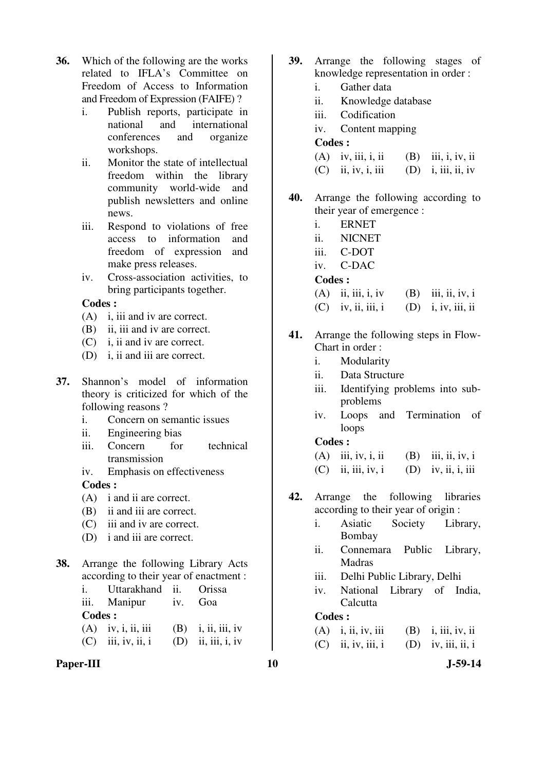36. Which of the following are the works related to IFLA's Committee on Freedom of Access to Information and Freedom of Expression (FAIFE) ?

    i. Publish reports, participate in national and international conferences and organize workshops.
    ii. Monitor the state of intellectual freedom within the library community world-wide and publish newsletters and online news.
    iii. Respond to violations of free access to information and freedom of expression and make press releases.
    iv. Cross-association activities, to bring participants together.

    **Codes :**
    (A) i, iii and iv are correct.
    (B) ii, iii and iv are correct.
    (C) i, ii and iv are correct.
    (D) i, ii and iii are correct.

37. Shannon's model of information theory is criticized for which of the following reasons ?

    i. Concern on semantic issues
    ii. Engineering bias
    iii. Concern for technical transmission
    iv. Emphasis on effectiveness

    **Codes :**
    (A) i and ii are correct.
    (B) ii and iii are correct.
    (C) iii and iv are correct.
    (D) i and iii are correct.

38. Arrange the following Library Acts according to their year of enactment :

    i. Uttarakhand  ii. Orissa
    iii. Manipur  iv. Goa

    **Codes :**
    (A) iv, i, ii, iii  (B) i, ii, iii, iv
    (C) iii, iv, ii, i  (D) ii, iii, i, iv

39. Arrange the following stages of knowledge representation in order :

    i. Gather data
    ii. Knowledge database
    iii. Codification
    iv. Content mapping

    **Codes :**
    (A) iv, iii, i, ii  (B) iii, i, iv, ii
    (C) ii, iv, i, iii  (D) i, iii, ii, iv

40. Arrange the following according to their year of emergence :

    i. ERNET
    ii. NICNET
    iii. C-DOT
    iv. C-DAC

    **Codes :**
    (A) ii, iii, i, iv  (B) iii, ii, iv, i
    (C) iv, ii, iii, i  (D) i, iv, iii, ii

41. Arrange the following steps in Flow-Chart in order :

    i. Modularity
    ii. Data Structure
    iii. Identifying problems into sub-problems
    iv. Loops and Termination of loops

    **Codes :**
    (A) iii, iv, i, ii  (B) iii, ii, iv, i
    (C) ii, iii, iv, i  (D) iv, ii, i, iii

42. Arrange the following libraries according to their year of origin :

    i. Asiatic Society Library, Bombay
    ii. Connemara Public Library, Madras
    iii. Delhi Public Library, Delhi
    iv. National Library of India, Calcutta

    **Codes :**
    (A) i, ii, iv, iii  (B) i, iii, iv, ii
    (C) ii, iv, iii, i  (D) iv, iii, ii, i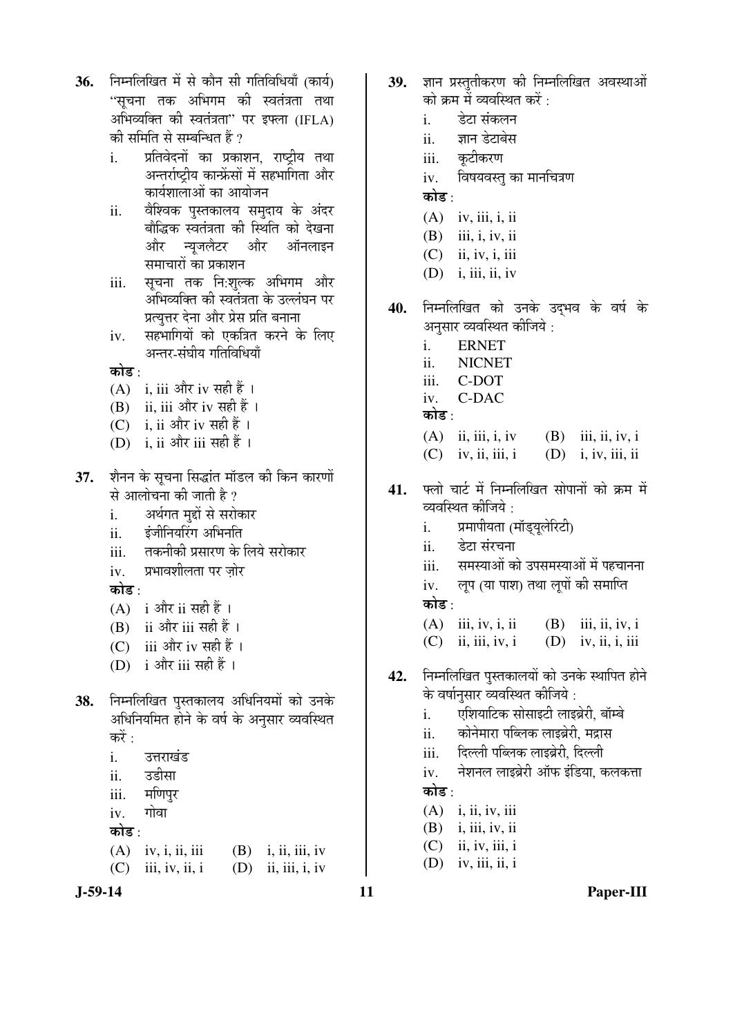**36.** निम्नलिखित में से कौन सी गतिविधियाँ (कार्य) "सूचना तक अभिगम की स्वतंत्रता तथा अभिव्यक्ति की स्वतंत्रता" पर इफ्ला (IFLA) की समिति से सम्बन्धित हैं ?

i. प्रतिवेदनों का प्रकाशन, राष्ट्रीय तथा अन्तर्राष्ट्रीय कान्फ्रेंसों में सहभागिता और कार्यशालाओं का आयोजन
ii. वैश्विक पुस्तकालय समुदाय के अंदर बौद्धिक स्वतंत्रता की स्थिति को देखना और न्यूज़लैटर और ऑनलाइन समाचारों का प्रकाशन
iii. सूचना तक नि:शुल्क अभिगम और अभिव्यक्ति की स्वतंत्रता के उल्लंघन पर प्रत्युत्तर देना और प्रेस प्रति बनाना
iv. सहभागियों को एकत्रित करने के लिए अन्तर-संघीय गतिविधियाँ

**कोड** :
(A) i, iii और iv सही हैं ।
(B) ii, iii और iv सही हैं ।
(C) i, ii और iv सही हैं ।
(D) i, ii और iii सही हैं ।

**37.** शैनन के सूचना सिद्धांत मॉडल की किन कारणों से आलोचना की जाती है ?

i. अर्थगत मुद्दों से सरोकार
ii. इंजीनियरिंग अभिनति
iii. तकनीकी प्रसारण के लिये सरोकार
iv. प्रभावशीलता पर ज़ोर

**कोड** :
(A) i और ii सही हैं ।
(B) ii और iii सही हैं ।
(C) iii और iv सही हैं ।
(D) i और iii सही हैं ।

**38.** निम्नलिखित पुस्तकालय अधिनियमों को उनके अधिनियमित होने के वर्ष के अनुसार व्यवस्थित करें :

i. उत्तराखंड
ii. उडीसा
iii. मणिपुर
iv. गोवा

**कोड** :
(A) iv, i, ii, iii
(B) i, ii, iii, iv
(C) iii, iv, ii, i
(D) ii, iii, i, iv

**39.** ज्ञान प्रस्तुतीकरण की निम्नलिखित अवस्थाओं को क्रम में व्यवस्थित करें :

i. डेटा संकलन
ii. ज्ञान डेटाबेस
iii. कूटीकरण
iv. विषयवस्तु का मानचित्रण

**कोड** :
(A) iv, iii, i, ii
(B) iii, i, iv, ii
(C) ii, iv, i, iii
(D) i, iii, ii, iv

**40.** निम्नलिखित को उनके उद्भव के वर्ष के अनुसार व्यवस्थित कीजिये :

i. ERNET
ii. NICNET
iii. C-DOT
iv. C-DAC

**कोड** :
(A) ii, iii, i, iv
(B) iii, ii, iv, i
(C) iv, ii, iii, i
(D) i, iv, iii, ii

**41.** फ्लो चार्ट में निम्नलिखित सोपानों को क्रम में व्यवस्थित कीजिये :

i. प्रमापीयता (मॉड्यूलेरिटी)
ii. डेटा संरचना
iii. समस्याओं को उपसमस्याओं में पहचानना
iv. लूप (या पाश) तथा लूपों की समाप्ति

**कोड** :
(A) iii, iv, i, ii
(B) iii, ii, iv, i
(C) ii, iii, iv, i
(D) iv, ii, i, iii

**42.** निम्नलिखित पुस्तकालयों को उनके स्थापित होने के वर्षानुसार व्यवस्थित कीजिये :

i. एशियाटिक सोसाइटी लाइब्रेरी, बॉम्बे
ii. कोनेमारा पब्लिक लाइब्रेरी, मद्रास
iii. दिल्ली पब्लिक लाइब्रेरी, दिल्ली
iv. नेशनल लाइब्रेरी ऑफ इंडिया, कलकत्ता

**कोड** :
(A) i, ii, iv, iii
(B) i, iii, iv, ii
(C) ii, iv, iii, i
(D) iv, iii, ii, i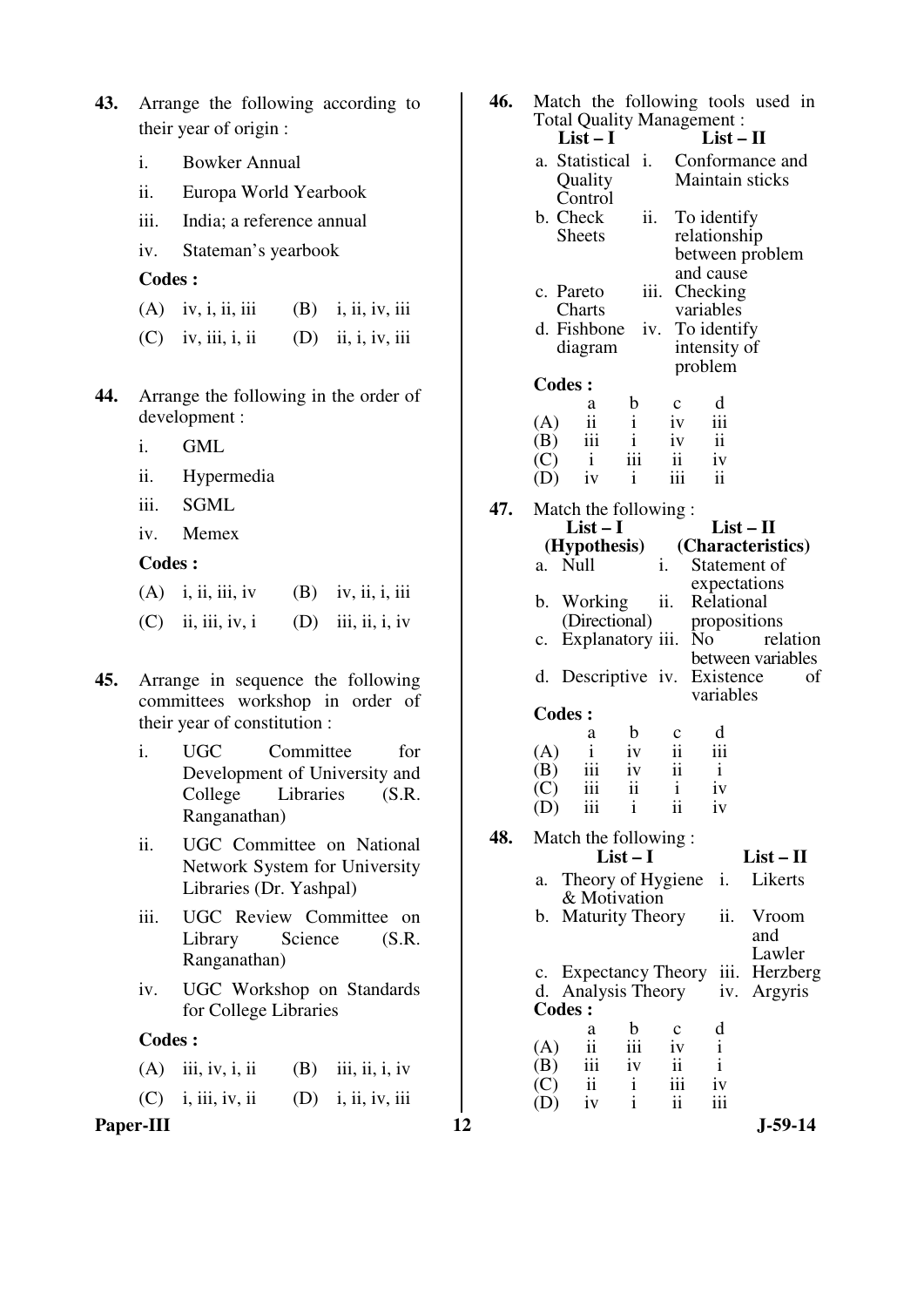**43.** Arrange the following according to their year of origin :

i. Bowker Annual

ii. Europa World Yearbook

iii. India; a reference annual

iv. Stateman's yearbook

**Codes :**

(A) iv, i, ii, iii (B) i, ii, iv, iii

(C) iv, iii, i, ii (D) ii, i, iv, iii

**44.** Arrange the following in the order of development :

i. GML

ii. Hypermedia

iii. SGML

iv. Memex

**Codes :**

(A) i, ii, iii, iv (B) iv, ii, i, iii

(C) ii, iii, iv, i (D) iii, ii, i, iv

**45.** Arrange in sequence the following committees workshop in order of their year of constitution :

i. UGC Committee for Development of University and College Libraries (S.R. Ranganathan)

ii. UGC Committee on National Network System for University Libraries (Dr. Yashpal)

iii. UGC Review Committee on Library Science (S.R. Ranganathan)

iv. UGC Workshop on Standards for College Libraries

**Codes :**

(A) iii, iv, i, ii (B) iii, ii, i, iv

(C) i, iii, iv, ii (D) i, ii, iv, iii

**46.** Match the following tools used in Total Quality Management :

| List – I | List – II |
|---|---|
| a. Statistical Quality Control | i. Conformance and Maintain sticks |
| b. Check Sheets | ii. To identify relationship between problem and cause |
| c. Pareto Charts | iii. Checking variables |
| d. Fishbone diagram | iv. To identify intensity of problem |

**Codes :**

| | a | b | c | d |
|---|---|---|---|---|
| (A) | ii | i | iv | iii |
| (B) | iii | i | iv | ii |
| (C) | i | iii | ii | iv |
| (D) | iv | i | iii | ii |

**47.** Match the following :

| List – I (Hypothesis) | List – II (Characteristics) |
|---|---|
| a. Null | i. Statement of expectations |
| b. Working (Directional) | ii. Relational propositions |
| c. Explanatory | iii. No relation between variables |
| d. Descriptive | iv. Existence of variables |

**Codes :**

| | a | b | c | d |
|---|---|---|---|---|
| (A) | i | iv | ii | iii |
| (B) | iii | iv | ii | i |
| (C) | iii | ii | i | iv |
| (D) | iii | i | ii | iv |

**48.** Match the following :

| List – I | List – II |
|---|---|
| a. Theory of Hygiene & Motivation | i. Likerts |
| b. Maturity Theory | ii. Vroom and Lawler |
| c. Expectancy Theory | iii. Herzberg |
| d. Analysis Theory | iv. Argyris |

**Codes :**

| | a | b | c | d |
|---|---|---|---|---|
| (A) | ii | iii | iv | i |
| (B) | iii | iv | ii | i |
| (C) | ii | i | iii | iv |
| (D) | iv | i | ii | iii |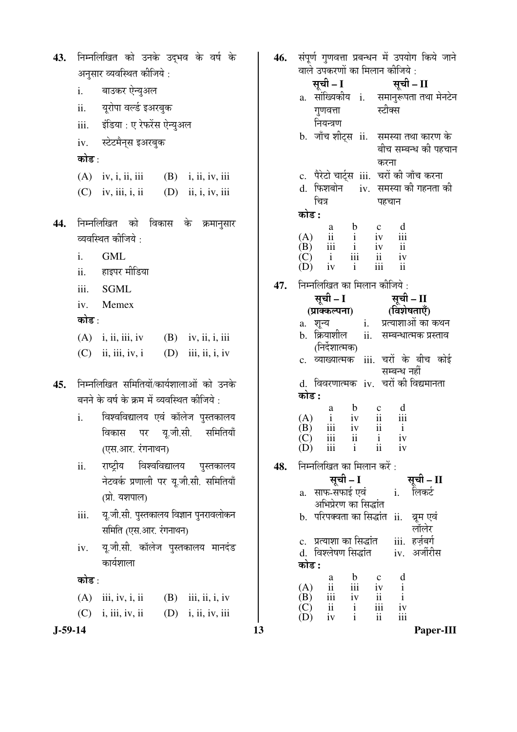**43.** निम्नलिखित को उनके उद्भव के वर्ष के अनुसार व्यवस्थित कीजिये :

i. बाउकर ऐन्युअल

ii. यूरोपा वर्ल्ड इअरबुक

iii. इंडिया : ए रेफरेंस ऐन्युअल

iv. स्टेटमैन्स इअरबुक

**कोड** :

(A) iv, i, ii, iii (B) i, ii, iv, iii

(C) iv, iii, i, ii (D) ii, i, iv, iii

**44.** निम्नलिखित को विकास के क्रमानुसार व्यवस्थित कीजिये :

i. GML

ii. हाइपर मीडिया

iii. SGML

iv. Memex

**कोड** :

(A) i, ii, iii, iv (B) iv, ii, i, iii

(C) ii, iii, iv, i (D) iii, ii, i, iv

**45.** निम्नलिखित समितियों/कार्यशालाओं को उनके बनने के वर्ष के क्रम में व्यवस्थित कीजिये :

i. विश्वविद्यालय एवं कॉलेज पुस्तकालय विकास पर यू.जी.सी. समितियाँ (एस.आर. रंगनाथन)

ii. राष्ट्रीय विश्वविद्यालय पुस्तकालय नेटवर्क प्रणाली पर यू.जी.सी. समितियाँ (प्रो. यशपाल)

iii. यू.जी.सी. पुस्तकालय विज्ञान पुनरावलोकन समिति (एस.आर. रंगनाथन)

iv. यू.जी.सी. कॉलेज पुस्तकालय मानदंड कार्यशाला

**कोड** :

(A) iii, iv, i, ii (B) iii, ii, i, iv

(C) i, iii, iv, ii (D) i, ii, iv, iii

**46.** संपूर्ण गुणवत्ता प्रबन्धन में उपयोग किये जाने वाले उपकरणों का मिलान कीजिये :

| सूची – I | सूची – II |
|---|---|
| a. सांख्यिकीय गुणवत्ता नियन्त्रण | i. समानुरूपता तथा मेनटेन स्टीक्स |
| b. जाँच शीट्स | ii. समस्या तथा कारण के बीच सम्बन्ध की पहचान करना |
| c. पैरेटो चार्ट्स | iii. चरों की जाँच करना |
| d. फिशबोन चित्र | iv. समस्या की गहनता की पहचान |

**कोड :**

| | a | b | c | d |
|---|---|---|---|---|
| (A) | ii | i | iv | iii |
| (B) | iii | i | iv | ii |
| (C) | i | iii | ii | iv |
| (D) | iv | i | iii | ii |

**47.** निम्नलिखित का मिलान कीजिये :

| सूची – I (प्राक्कल्पना) | सूची – II (विशेषताएँ) |
|---|---|
| a. शून्य | i. प्रत्याशाओं का कथन |
| b. क्रियाशील (निर्देशात्मक) | ii. सम्बन्धात्मक प्रस्ताव |
| c. व्याख्यात्मक | iii. चरों के बीच कोई सम्बन्ध नहीं |
| d. विवरणात्मक | iv. चरों की विद्यमानता |

**कोड :**

| | a | b | c | d |
|---|---|---|---|---|
| (A) | i | iv | ii | iii |
| (B) | iii | iv | ii | i |
| (C) | iii | ii | i | iv |
| (D) | iii | i | ii | iv |

**48.** निम्नलिखित का मिलान करें :

| सूची – I | सूची – II |
|---|---|
| a. साफ-सफाई एवं अभिप्रेरण का सिद्धांत | i. लिकर्ट |
| b. परिपक्वता का सिद्धांत | ii. व्रूम एवं लॉलेर |
| c. प्रत्याशा का सिद्धांत | iii. हर्ज़बर्ग |
| d. विश्लेषण सिद्धांत | iv. अर्जीरीस |

**कोड :**

| | a | b | c | d |
|---|---|---|---|---|
| (A) | ii | iii | iv | i |
| (B) | iii | iv | ii | i |
| (C) | ii | i | iii | iv |
| (D) | iv | i | ii | iii |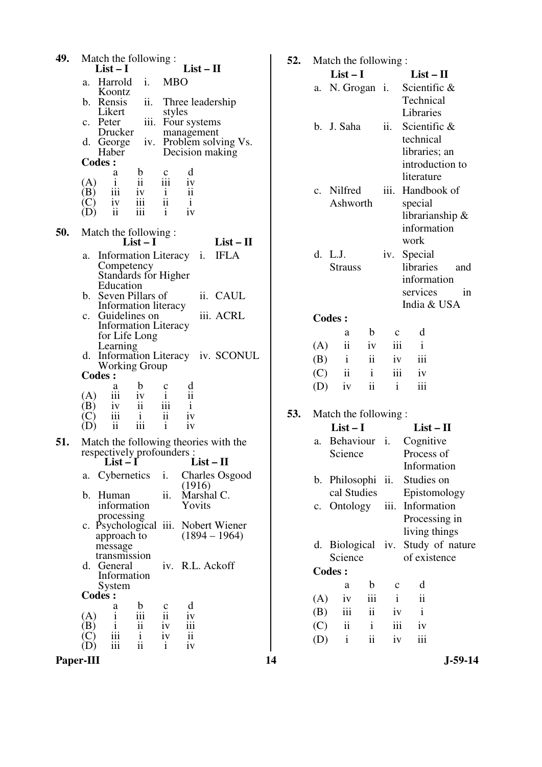**49.** Match the following :

| | List – I | | List – II |
|---|---|---|---|
| a. | Harrold Koontz | i. | MBO |
| b. | Rensis Likert | ii. | Three leadership styles |
| c. | Peter Drucker | iii. | Four systems management |
| d. | George Haber | iv. | Problem solving Vs. Decision making |

**Codes :**

| | a | b | c | d |
|---|---|---|---|---|
| (A) | i | ii | iii | iv |
| (B) | iii | iv | i | ii |
| (C) | iv | iii | ii | i |
| (D) | ii | iii | i | iv |

**50.** Match the following :

| | List – I | | List – II |
|---|---|---|---|
| a. | Information Literacy Competency Standards for Higher Education | i. | IFLA |
| b. | Seven Pillars of Information literacy | ii. | CAUL |
| c. | Guidelines on Information Literacy for Life Long Learning | iii. | ACRL |
| d. | Information Literacy Working Group | iv. | SCONUL |

**Codes :**

| | a | b | c | d |
|---|---|---|---|---|
| (A) | iii | iv | i | ii |
| (B) | iv | ii | iii | i |
| (C) | iii | i | ii | iv |
| (D) | ii | iii | i | iv |

**51.** Match the following theories with the respectively profounders :

| | List – I | | List – II |
|---|---|---|---|
| a. | Cybernetics | i. | Charles Osgood (1916) |
| b. | Human information processing | ii. | Marshal C. Yovits |
| c. | Psychological approach to message transmission | iii. | Nobert Wiener (1894 – 1964) |
| d. | General Information System | iv. | R.L. Ackoff |

**Codes :**

| | a | b | c | d |
|---|---|---|---|---|
| (A) | i | iii | ii | iv |
| (B) | i | ii | iv | iii |
| (C) | iii | i | iv | ii |
| (D) | iii | ii | i | iv |

**52.** Match the following :

| | List – I | | List – II |
|---|---|---|---|
| a. | N. Grogan | i. | Scientific & Technical Libraries |
| b. | J. Saha | ii. | Scientific & technical libraries; an introduction to literature |
| c. | Nilfred Ashworth | iii. | Handbook of special librarianship & information work |
| d. | L.J. Strauss | iv. | Special libraries and information services in India & USA |

**Codes :**

| | a | b | c | d |
|---|---|---|---|---|
| (A) | ii | iv | iii | i |
| (B) | i | ii | iv | iii |
| (C) | ii | i | iii | iv |
| (D) | iv | ii | i | iii |

**53.** Match the following :

| | List – I | | List – II |
|---|---|---|---|
| a. | Behaviour Science | i. | Cognitive Process of Information |
| b. | Philosophical Studies | ii. | Studies on Epistomology |
| c. | Ontology | iii. | Information Processing in living things |
| d. | Biological Science | iv. | Study of nature of existence |

**Codes :**

| | a | b | c | d |
|---|---|---|---|---|
| (A) | iv | iii | i | ii |
| (B) | iii | ii | iv | i |
| (C) | ii | i | iii | iv |
| (D) | i | ii | iv | iii |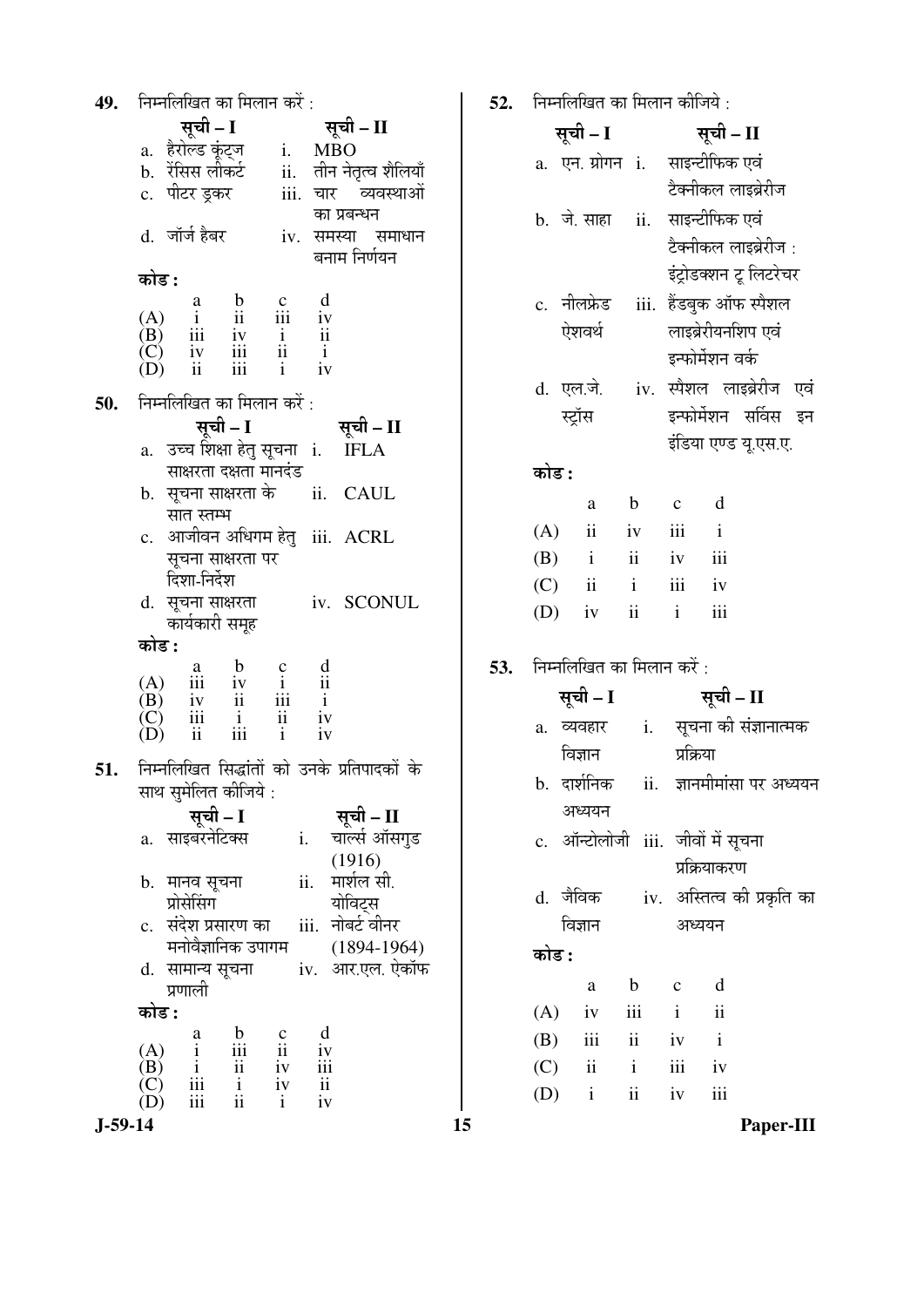**49.** निम्नलिखित का मिलान करें :

| | सूची – I | | सूची – II |
|---|---|---|---|
| a. | हैरोल्ड कूंट्ज | i. | MBO |
| b. | रेंसिस लीकर्ट | ii. | तीन नेतृत्व शैलियाँ |
| c. | पीटर ड्रकर | iii. | चार व्यवस्थाओं का प्रबन्धन |
| d. | जॉर्ज हैबर | iv. | समस्या समाधान बनाम निर्णयन |

**कोड :**

| | a | b | c | d |
|---|---|---|---|---|
| (A) | i | ii | iii | iv |
| (B) | iii | iv | i | ii |
| (C) | iv | iii | ii | i |
| (D) | ii | iii | i | iv |

**50.** निम्नलिखित का मिलान करें :

| | सूची – I | | सूची – II |
|---|---|---|---|
| a. | उच्च शिक्षा हेतु सूचना साक्षरता दक्षता मानदंड | i. | IFLA |
| b. | सूचना साक्षरता के सात स्तम्भ | ii. | CAUL |
| c. | आजीवन अधिगम हेतु सूचना साक्षरता पर दिशा-निर्देश | iii. | ACRL |
| d. | सूचना साक्षरता कार्यकारी समूह | iv. | SCONUL |

**कोड :**

| | a | b | c | d |
|---|---|---|---|---|
| (A) | iii | iv | i | ii |
| (B) | iv | ii | iii | i |
| (C) | iii | i | ii | iv |
| (D) | ii | iii | i | iv |

**51.** निम्नलिखित सिद्धांतों को उनके प्रतिपादकों के साथ सुमेलित कीजिये :

| | सूची – I | | सूची – II |
|---|---|---|---|
| a. | साइबरनेटिक्स | i. | चार्ल्स ऑसगुड (1916) |
| b. | मानव सूचना प्रोसेसिंग | ii. | मार्शल सी. योविट्स |
| c. | संदेश प्रसारण का मनोवैज्ञानिक उपागम | iii. | नोबर्ट वीनर (1894-1964) |
| d. | सामान्य सूचना प्रणाली | iv. | आर.एल. ऐकॉफ |

**कोड :**

| | a | b | c | d |
|---|---|---|---|---|
| (A) | i | iii | ii | iv |
| (B) | i | ii | iv | iii |
| (C) | iii | i | iv | ii |
| (D) | iii | ii | i | iv |

**52.** निम्नलिखित का मिलान कीजिये :

| | सूची – I | | सूची – II |
|---|---|---|---|
| a. | एन. ग्रोगन | i. | साइन्टीफिक एवं टैक्नीकल लाइब्रेरीज |
| b. | जे. साहा | ii. | साइन्टीफिक एवं टैक्नीकल लाइब्रेरीज : इंट्रोडक्शन टू लिटरेचर |
| c. | नीलफ्रेड ऐशवर्थ | iii. | हैंडबुक ऑफ स्पैशल लाइब्रेरीयनशिप एवं इन्फोर्मेशन वर्क |
| d. | एल.जे. स्ट्रॉस | iv. | स्पैशल लाइब्रेरीज एवं इन्फोर्मेशन सर्विस इन इंडिया एण्ड यू.एस.ए. |

**कोड :**

| | a | b | c | d |
|---|---|---|---|---|
| (A) | ii | iv | iii | i |
| (B) | i | ii | iv | iii |
| (C) | ii | i | iii | iv |
| (D) | iv | ii | i | iii |

**53.** निम्नलिखित का मिलान करें :

| | सूची – I | | सूची – II |
|---|---|---|---|
| a. | व्यवहार विज्ञान | i. | सूचना की संज्ञानात्मक प्रक्रिया |
| b. | दार्शनिक अध्ययन | ii. | ज्ञानमीमांसा पर अध्ययन |
| c. | ऑन्टोलोजी | iii. | जीवों में सूचना प्रक्रियाकरण |
| d. | जैविक विज्ञान | iv. | अस्तित्व की प्रकृति का अध्ययन |

**कोड :**

| | a | b | c | d |
|---|---|---|---|---|
| (A) | iv | iii | i | ii |
| (B) | iii | ii | iv | i |
| (C) | ii | i | iii | iv |
| (D) | i | ii | iv | iii |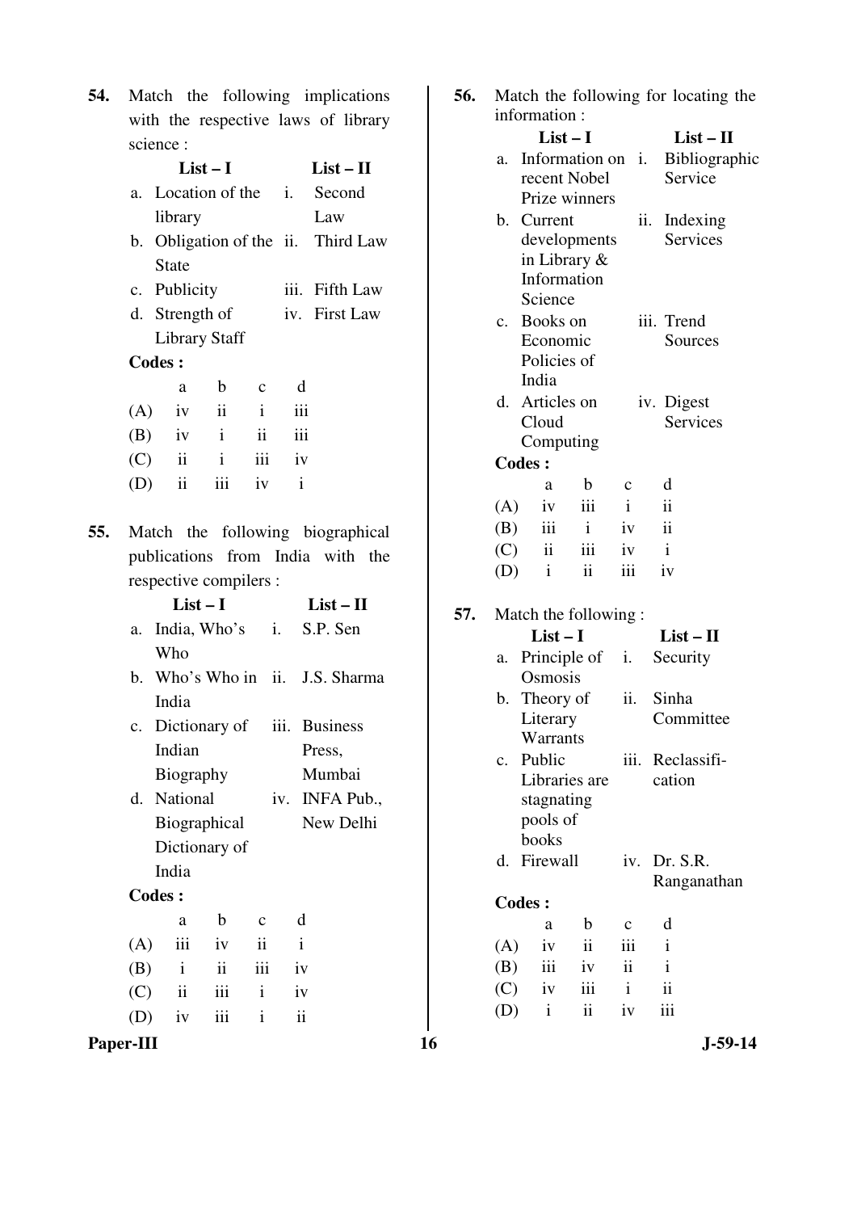**54.** Match the following implications with the respective laws of library science :

| | List – I | | List – II |
|---|---|---|---|
| a. | Location of the library | i. | Second Law |
| b. | Obligation of the State | ii. | Third Law |
| c. | Publicity | iii. | Fifth Law |
| d. | Strength of Library Staff | iv. | First Law |

**Codes :**

| | a | b | c | d |
|---|---|---|---|---|
| (A) | iv | ii | i | iii |
| (B) | iv | i | ii | iii |
| (C) | ii | i | iii | iv |
| (D) | ii | iii | iv | i |

**55.** Match the following biographical publications from India with the respective compilers :

| | List – I | | List – II |
|---|---|---|---|
| a. | India, Who's Who | i. | S.P. Sen |
| b. | Who's Who in India | ii. | J.S. Sharma |
| c. | Dictionary of Indian Biography | iii. | Business Press, Mumbai |
| d. | National Biographical Dictionary of India | iv. | INFA Pub., New Delhi |

**Codes :**

| | a | b | c | d |
|---|---|---|---|---|
| (A) | iii | iv | ii | i |
| (B) | i | ii | iii | iv |
| (C) | ii | iii | i | iv |
| (D) | iv | iii | i | ii |

**56.** Match the following for locating the information :

| | List – I | | List – II |
|---|---|---|---|
| a. | Information on recent Nobel Prize winners | i. | Bibliographic Service |
| b. | Current developments in Library & Information Science | ii. | Indexing Services |
| c. | Books on Economic Policies of India | iii. | Trend Sources |
| d. | Articles on Cloud Computing | iv. | Digest Services |

**Codes :**

| | a | b | c | d |
|---|---|---|---|---|
| (A) | iv | iii | i | ii |
| (B) | iii | i | iv | ii |
| (C) | ii | iii | iv | i |
| (D) | i | ii | iii | iv |

**57.** Match the following :

| | List – I | | List – II |
|---|---|---|---|
| a. | Principle of Osmosis | i. | Security |
| b. | Theory of Literary Warrants | ii. | Sinha Committee |
| c. | Public Libraries are stagnating pools of books | iii. | Reclassification |
| d. | Firewall | iv. | Dr. S.R. Ranganathan |

**Codes :**

| | a | b | c | d |
|---|---|---|---|---|
| (A) | iv | ii | iii | i |
| (B) | iii | iv | ii | i |
| (C) | iv | iii | i | ii |
| (D) | i | ii | iv | iii |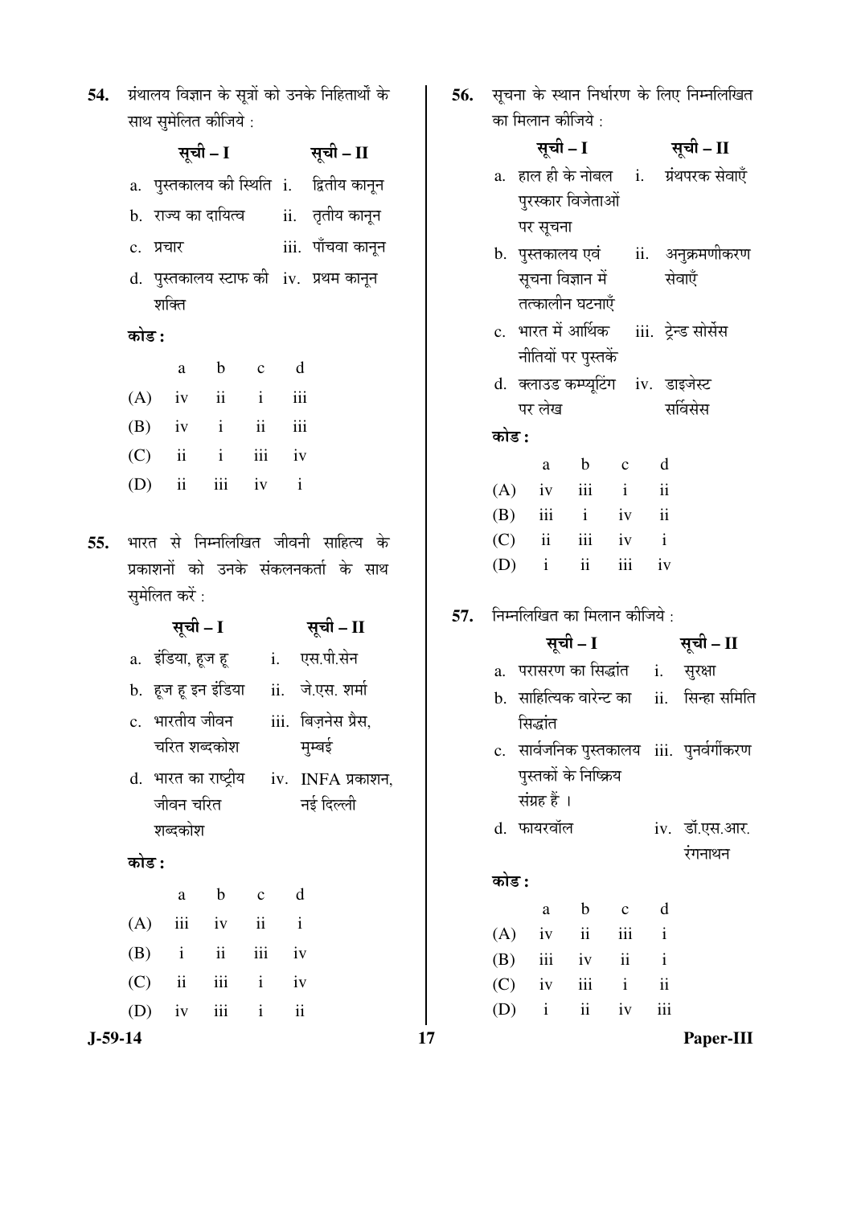**54.** ग्रंथालय विज्ञान के सूत्रों को उनके निहितार्थों के साथ सुमेलित कीजिये :

| सूची – I | सूची – II |
|---|---|
| a. पुस्तकालय की स्थिति | i. द्वितीय कानून |
| b. राज्य का दायित्व | ii. तृतीय कानून |
| c. प्रचार | iii. पाँचवा कानून |
| d. पुस्तकालय स्टाफ की शक्ति | iv. प्रथम कानून |

**कोड :**

| | a | b | c | d |
|---|---|---|---|---|
| (A) | iv | ii | i | iii |
| (B) | iv | i | ii | iii |
| (C) | ii | i | iii | iv |
| (D) | ii | iii | iv | i |

**55.** भारत से निम्नलिखित जीवनी साहित्य के प्रकाशनों को उनके संकलनकर्ता के साथ सुमेलित करें :

| सूची – I | सूची – II |
|---|---|
| a. इंडिया, हूज हू | i. एस.पी.सेन |
| b. हूज हू इन इंडिया | ii. जे.एस. शर्मा |
| c. भारतीय जीवन चरित शब्दकोश | iii. बिज़नेस प्रैस, मुम्बई |
| d. भारत का राष्ट्रीय जीवन चरित शब्दकोश | iv. INFA प्रकाशन, नई दिल्ली |

**कोड :**

| | a | b | c | d |
|---|---|---|---|---|
| (A) | iii | iv | ii | i |
| (B) | i | ii | iii | iv |
| (C) | ii | iii | i | iv |
| (D) | iv | iii | i | ii |

**56.** सूचना के स्थान निर्धारण के लिए निम्नलिखित का मिलान कीजिये :

| सूची – I | सूची – II |
|---|---|
| a. हाल ही के नोबल पुरस्कार विजेताओं पर सूचना | i. ग्रंथपरक सेवाएँ |
| b. पुस्तकालय एवं सूचना विज्ञान में तत्कालीन घटनाएँ | ii. अनुक्रमणीकरण सेवाएँ |
| c. भारत में आर्थिक नीतियों पर पुस्तकें | iii. ट्रेन्ड सोर्सेस |
| d. क्लाउड कम्प्यूटिंग पर लेख | iv. डाइजेस्ट सर्विसेस |

**कोड :**

| | a | b | c | d |
|---|---|---|---|---|
| (A) | iv | iii | i | ii |
| (B) | iii | i | iv | ii |
| (C) | ii | iii | iv | i |
| (D) | i | ii | iii | iv |

**57.** निम्नलिखित का मिलान कीजिये :

| सूची – I | सूची – II |
|---|---|
| a. परासरण का सिद्धांत | i. सुरक्षा |
| b. साहित्यिक वारेन्ट का सिद्धांत | ii. सिन्हा समिति |
| c. सार्वजनिक पुस्तकालय पुस्तकों के निष्क्रिय संग्रह हैं । | iii. पुनर्वर्गीकरण |
| d. फायरवॉल | iv. डॉ.एस.आर. रंगनाथन |

**कोड :**

| | a | b | c | d |
|---|---|---|---|---|
| (A) | iv | ii | iii | i |
| (B) | iii | iv | ii | i |
| (C) | iv | iii | i | ii |
| (D) | i | ii | iv | iii |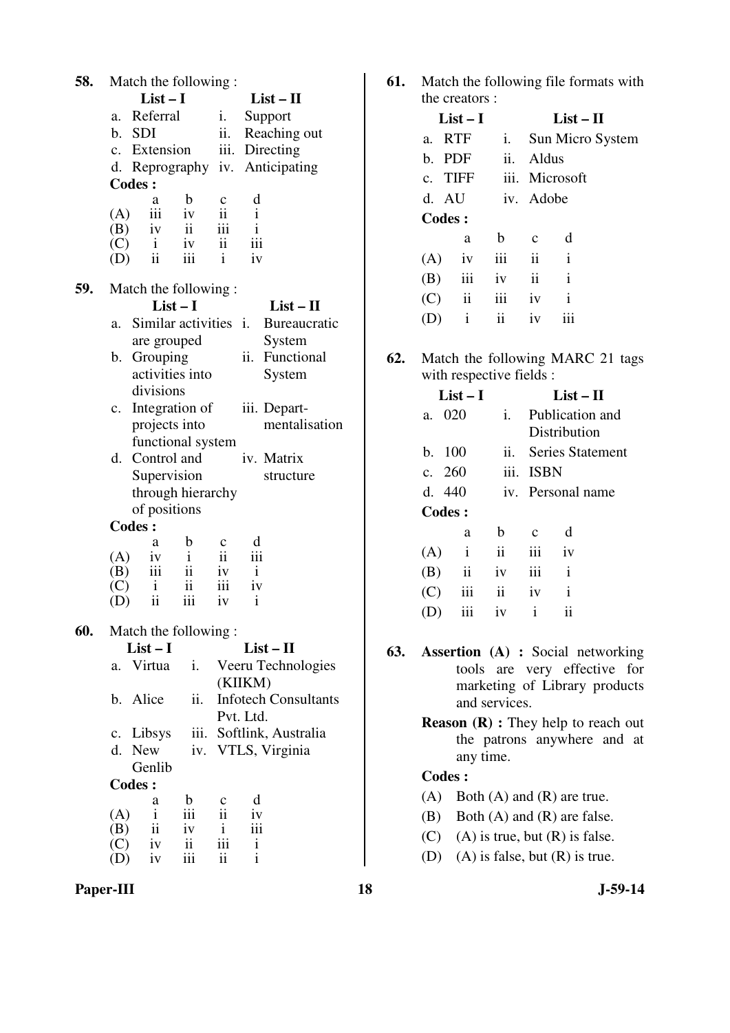**58.** Match the following :

| | List – I | | List – II |
|---|---|---|---|
| a. | Referral | i. | Support |
| b. | SDI | ii. | Reaching out |
| c. | Extension | iii. | Directing |
| d. | Reprography | iv. | Anticipating |

**Codes :**

| | a | b | c | d |
|---|---|---|---|---|
| (A) | iii | iv | ii | i |
| (B) | iv | ii | iii | i |
| (C) | i | iv | ii | iii |
| (D) | ii | iii | i | iv |

**59.** Match the following :

| | List – I | | List – II |
|---|---|---|---|
| a. | Similar activities are grouped | i. | Bureaucratic System |
| b. | Grouping activities into divisions | ii. | Functional System |
| c. | Integration of projects into functional system | iii. | Departmentalisation |
| d. | Control and Supervision through hierarchy of positions | iv. | Matrix structure |

**Codes :**

| | a | b | c | d |
|---|---|---|---|---|
| (A) | iv | i | ii | iii |
| (B) | iii | ii | iv | i |
| (C) | i | ii | iii | iv |
| (D) | ii | iii | iv | i |

**60.** Match the following :

| | List – I | | List – II |
|---|---|---|---|
| a. | Virtua | i. | Veeru Technologies (KIIKM) |
| b. | Alice | ii. | Infotech Consultants Pvt. Ltd. |
| c. | Libsys | iii. | Softlink, Australia |
| d. | New Genlib | iv. | VTLS, Virginia |

**Codes :**

| | a | b | c | d |
|---|---|---|---|---|
| (A) | i | iii | ii | iv |
| (B) | ii | iv | i | iii |
| (C) | iv | ii | iii | i |
| (D) | iv | iii | ii | i |

**61.** Match the following file formats with the creators :

| | List – I | | List – II |
|---|---|---|---|
| a. | RTF | i. | Sun Micro System |
| b. | PDF | ii. | Aldus |
| c. | TIFF | iii. | Microsoft |
| d. | AU | iv. | Adobe |

**Codes :**

| | a | b | c | d |
|---|---|---|---|---|
| (A) | iv | iii | ii | i |
| (B) | iii | iv | ii | i |
| (C) | ii | iii | iv | i |
| (D) | i | ii | iv | iii |

**62.** Match the following MARC 21 tags with respective fields :

| | List – I | | List – II |
|---|---|---|---|
| a. | 020 | i. | Publication and Distribution |
| b. | 100 | ii. | Series Statement |
| c. | 260 | iii. | ISBN |
| d. | 440 | iv. | Personal name |

**Codes :**

| | a | b | c | d |
|---|---|---|---|---|
| (A) | i | ii | iii | iv |
| (B) | ii | iv | iii | i |
| (C) | iii | ii | iv | i |
| (D) | iii | iv | i | ii |

**63.** **Assertion (A) :** Social networking tools are very effective for marketing of Library products and services.

**Reason (R) :** They help to reach out the patrons anywhere and at any time.

**Codes :**

(A) Both (A) and (R) are true.

(B) Both (A) and (R) are false.

(C) (A) is true, but (R) is false.

(D) (A) is false, but (R) is true.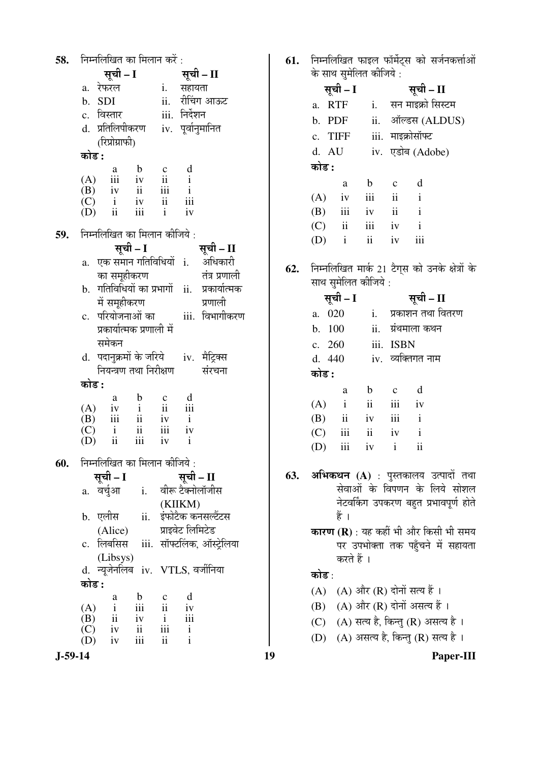**58.** निम्नलिखित का मिलान करें :

| | सूची – I | | सूची – II |
|---|---|---|---|
| a. | रेफरल | i. | सहायता |
| b. | SDI | ii. | रीचिंग आऊट |
| c. | विस्तार | iii. | निर्देशन |
| d. | प्रतिलिपीकरण (रिप्रोग्राफी) | iv. | पूर्वानुमानित |

**कोड :**

| | a | b | c | d |
|---|---|---|---|---|
| (A) | iii | iv | ii | i |
| (B) | iv | ii | iii | i |
| (C) | i | iv | ii | iii |
| (D) | ii | iii | i | iv |

**59.** निम्नलिखित का मिलान कीजिये :

| | सूची – I | | सूची – II |
|---|---|---|---|
| a. | एक समान गतिविधियों का समूहीकरण | i. | अधिकारी तंत्र प्रणाली |
| b. | गतिविधियों का प्रभागों में समूहीकरण | ii. | प्रकार्यात्मक प्रणाली |
| c. | परियोजनाओं का प्रकार्यात्मक प्रणाली में समेकन | iii. | विभागीकरण |
| d. | पदानुक्रमों के जरिये नियन्त्रण तथा निरीक्षण | iv. | मैट्रिक्स संरचना |

**कोड :**

| | a | b | c | d |
|---|---|---|---|---|
| (A) | iv | i | ii | iii |
| (B) | iii | ii | iv | i |
| (C) | i | ii | iii | iv |
| (D) | ii | iii | iv | i |

**60.** निम्नलिखित का मिलान कीजिये :

| | सूची – I | | सूची – II |
|---|---|---|---|
| a. | वर्चुआ | i. | वीरू टैक्नोलॉजीस (KIIKM) |
| b. | एलीस (Alice) | ii. | इंफोटैक कनसल्टेंटस प्राइवेट लिमिटेड |
| c. | लिबसिस (Libsys) | iii. | सॉफ्टलिंक, ऑस्ट्रेलिया |
| d. | न्यूजेनलिब | iv. | VTLS, वर्जीनिया |

**कोड :**

| | a | b | c | d |
|---|---|---|---|---|
| (A) | i | iii | ii | iv |
| (B) | ii | iv | i | iii |
| (C) | iv | ii | iii | i |
| (D) | iv | iii | ii | i |

**61.** निम्नलिखित फाइल फॉर्मेट्स को सर्जनकर्त्ताओं के साथ सुमेलित कीजिये :

| | सूची – I | | सूची – II |
|---|---|---|---|
| a. | RTF | i. | सन माइक्रो सिस्टम |
| b. | PDF | ii. | ऑल्डस (ALDUS) |
| c. | TIFF | iii. | माइक्रोसॉफ्ट |
| d. | AU | iv. | एडोब (Adobe) |

**कोड :**

| | a | b | c | d |
|---|---|---|---|---|
| (A) | iv | iii | ii | i |
| (B) | iii | iv | ii | i |
| (C) | ii | iii | iv | i |
| (D) | i | ii | iv | iii |

**62.** निम्नलिखित मार्क 21 टैग्स को उनके क्षेत्रों के साथ सुमेलित कीजिये :

| | सूची – I | | सूची – II |
|---|---|---|---|
| a. | 020 | i. | प्रकाशन तथा वितरण |
| b. | 100 | ii. | ग्रंथमाला कथन |
| c. | 260 | iii. | ISBN |
| d. | 440 | iv. | व्यक्तिगत नाम |

**कोड :**

| | a | b | c | d |
|---|---|---|---|---|
| (A) | i | ii | iii | iv |
| (B) | ii | iv | iii | i |
| (C) | iii | ii | iv | i |
| (D) | iii | iv | i | ii |

**63.** **अभिकथन (A)** : पुस्तकालय उत्पादों तथा सेवाओं के विपणन के लिये सोशल नेटवर्किंग उपकरण बहुत प्रभावपूर्ण होते हैं ।

**कारण (R)** : यह कहीं भी और किसी भी समय पर उपभोक्ता तक पहुँचने में सहायता करते हैं ।

**कोड** :

(A) (A) और (R) दोनों सत्य हैं ।

(B) (A) और (R) दोनों असत्य हैं ।

(C) (A) सत्य है, किन्तु (R) असत्य है ।

(D) (A) असत्य है, किन्तु (R) सत्य है ।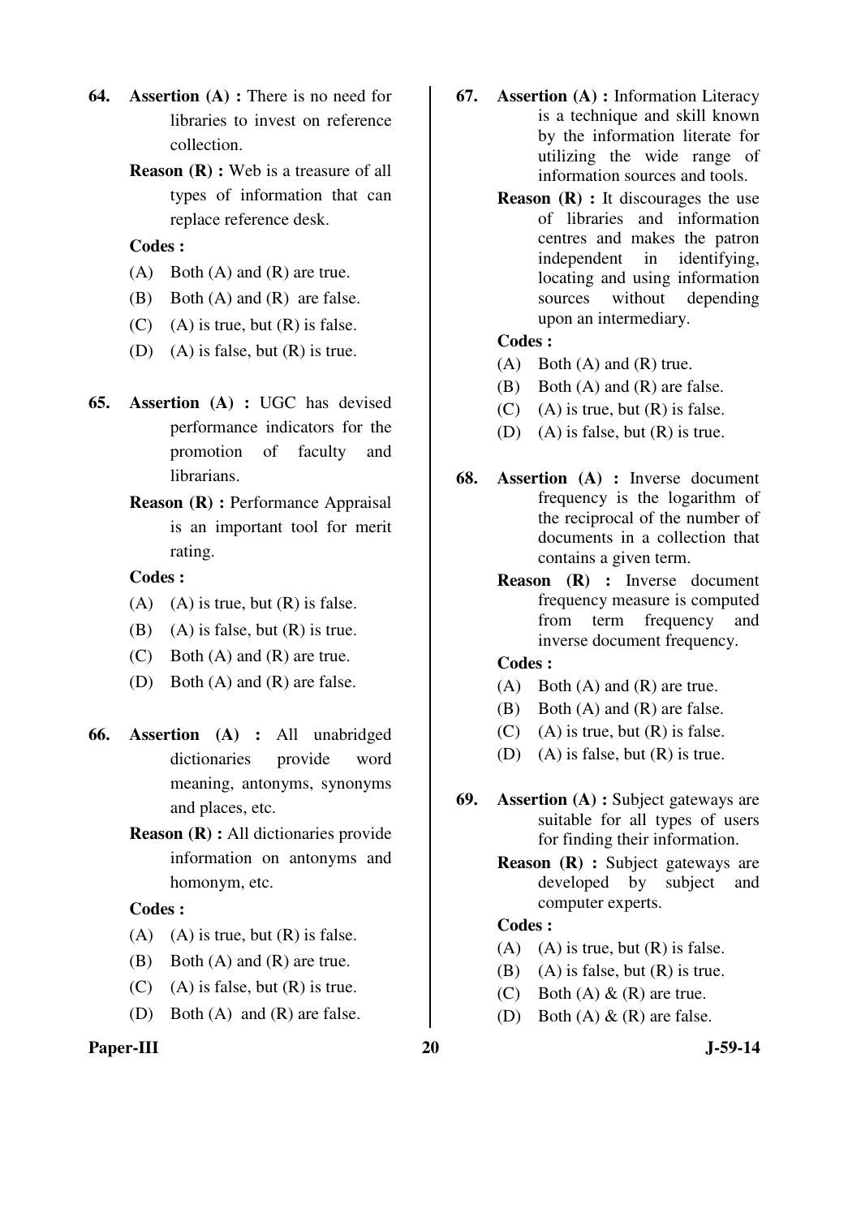64. **Assertion (A) :** There is no need for libraries to invest on reference collection.

    **Reason (R) :** Web is a treasure of all types of information that can replace reference desk.

    **Codes :**

    (A) Both (A) and (R) are true.

    (B) Both (A) and (R) are false.

    (C) (A) is true, but (R) is false.

    (D) (A) is false, but (R) is true.

65. **Assertion (A) :** UGC has devised performance indicators for the promotion of faculty and librarians.

    **Reason (R) :** Performance Appraisal is an important tool for merit rating.

    **Codes :**

    (A) (A) is true, but (R) is false.

    (B) (A) is false, but (R) is true.

    (C) Both (A) and (R) are true.

    (D) Both (A) and (R) are false.

66. **Assertion (A) :** All unabridged dictionaries provide word meaning, antonyms, synonyms and places, etc.

    **Reason (R) :** All dictionaries provide information on antonyms and homonym, etc.

    **Codes :**

    (A) (A) is true, but (R) is false.

    (B) Both (A) and (R) are true.

    (C) (A) is false, but (R) is true.

    (D) Both (A) and (R) are false.

67. **Assertion (A) :** Information Literacy is a technique and skill known by the information literate for utilizing the wide range of information sources and tools.

    **Reason (R) :** It discourages the use of libraries and information centres and makes the patron independent in identifying, locating and using information sources without depending upon an intermediary.

    **Codes :**

    (A) Both (A) and (R) true.

    (B) Both (A) and (R) are false.

    (C) (A) is true, but (R) is false.

    (D) (A) is false, but (R) is true.

68. **Assertion (A) :** Inverse document frequency is the logarithm of the reciprocal of the number of documents in a collection that contains a given term.

    **Reason (R) :** Inverse document frequency measure is computed from term frequency and inverse document frequency.

    **Codes :**

    (A) Both (A) and (R) are true.

    (B) Both (A) and (R) are false.

    (C) (A) is true, but (R) is false.

    (D) (A) is false, but (R) is true.

69. **Assertion (A) :** Subject gateways are suitable for all types of users for finding their information.

    **Reason (R) :** Subject gateways are developed by subject and computer experts.

    **Codes :**

    (A) (A) is true, but (R) is false.

    (B) (A) is false, but (R) is true.

    (C) Both (A) & (R) are true.

    (D) Both (A) & (R) are false.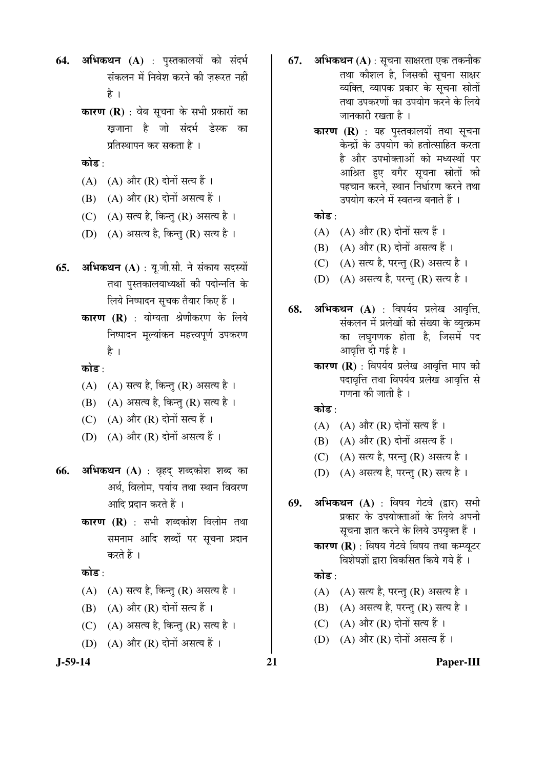**64.** **अभिकथन (A)** : पुस्तकालयों को संदर्भ संकलन में निवेश करने की ज़रूरत नहीं है ।

**कारण (R)** : वेब सूचना के सभी प्रकारों का ख़ज़ाना है जो संदर्भ डेस्क का प्रतिस्थापन कर सकता है ।

**कोड** :

(A) (A) और (R) दोनों सत्य हैं ।

(B) (A) और (R) दोनों असत्य हैं ।

(C) (A) सत्य है, किन्तु (R) असत्य है ।

(D) (A) असत्य है, किन्तु (R) सत्य है ।

**65.** **अभिकथन (A)** : यू.जी.सी. ने संकाय सदस्यों तथा पुस्तकालयाध्यक्षों की पदोन्नति के लिये निष्पादन सूचक तैयार किए हैं ।

**कारण (R)** : योग्यता श्रेणीकरण के लिये निष्पादन मूल्यांकन महत्त्वपूर्ण उपकरण है ।

**कोड** :

(A) (A) सत्य है, किन्तु (R) असत्य है ।

(B) (A) असत्य है, किन्तु (R) सत्य है ।

(C) (A) और (R) दोनों सत्य हैं ।

(D) (A) और (R) दोनों असत्य हैं ।

**66.** **अभिकथन (A)** : वृहद् शब्दकोश शब्द का अर्थ, विलोम, पर्याय तथा स्थान विवरण आदि प्रदान करते हैं ।

**कारण (R)** : सभी शब्दकोश विलोम तथा समनाम आदि शब्दों पर सूचना प्रदान करते हैं ।

**कोड** :

(A) (A) सत्य है, किन्तु (R) असत्य है ।

(B) (A) और (R) दोनों सत्य हैं ।

(C) (A) असत्य है, किन्तु (R) सत्य है ।

(D) (A) और (R) दोनों असत्य हैं ।

**67.** **अभिकथन (A)** : सूचना साक्षरता एक तकनीक तथा कौशल है, जिसकी सूचना साक्षर व्यक्ति, व्यापक प्रकार के सूचना स्रोतों तथा उपकरणों का उपयोग करने के लिये जानकारी रखता है ।

**कारण (R)** : यह पुस्तकालयों तथा सूचना केन्द्रों के उपयोग को हतोत्साहित करता है और उपभोक्ताओं को मध्यस्थों पर आश्रित हुए बगैर सूचना स्रोतों की पहचान करने, स्थान निर्धारण करने तथा उपयोग करने में स्वतन्त्र बनाते हैं ।

**कोड** :

(A) (A) और (R) दोनों सत्य हैं ।

(B) (A) और (R) दोनों असत्य हैं ।

(C) (A) सत्य है, परन्तु (R) असत्य है ।

(D) (A) असत्य है, परन्तु (R) सत्य है ।

**68.** **अभिकथन (A)** : विपर्यय प्रलेख आवृत्ति, संकलन में प्रलेखों की संख्या के व्युत्क्रम का लघुगणक होता है, जिसमें पद आवृत्ति दी गई है ।

**कारण (R)** : विपर्यय प्रलेख आवृत्ति माप की पदावृत्ति तथा विपर्यय प्रलेख आवृत्ति से गणना की जाती है ।

**कोड** :

(A) (A) और (R) दोनों सत्य हैं ।

(B) (A) और (R) दोनों असत्य हैं ।

(C) (A) सत्य है, परन्तु (R) असत्य है ।

(D) (A) असत्य है, परन्तु (R) सत्य है ।

**69.** **अभिकथन (A)** : विषय गेटवे (द्वार) सभी प्रकार के उपयोक्ताओं के लिये अपनी सूचना ज्ञात करने के लिये उपयुक्त हैं ।

**कारण (R)** : विषय गेटवे विषय तथा कम्प्यूटर विशेषज्ञों द्वारा विकसित किये गये हैं ।

**कोड** :

(A) (A) सत्य है, परन्तु (R) असत्य है ।

(B) (A) असत्य है, परन्तु (R) सत्य है ।

(C) (A) और (R) दोनों सत्य हैं ।

(D) (A) और (R) दोनों असत्य हैं ।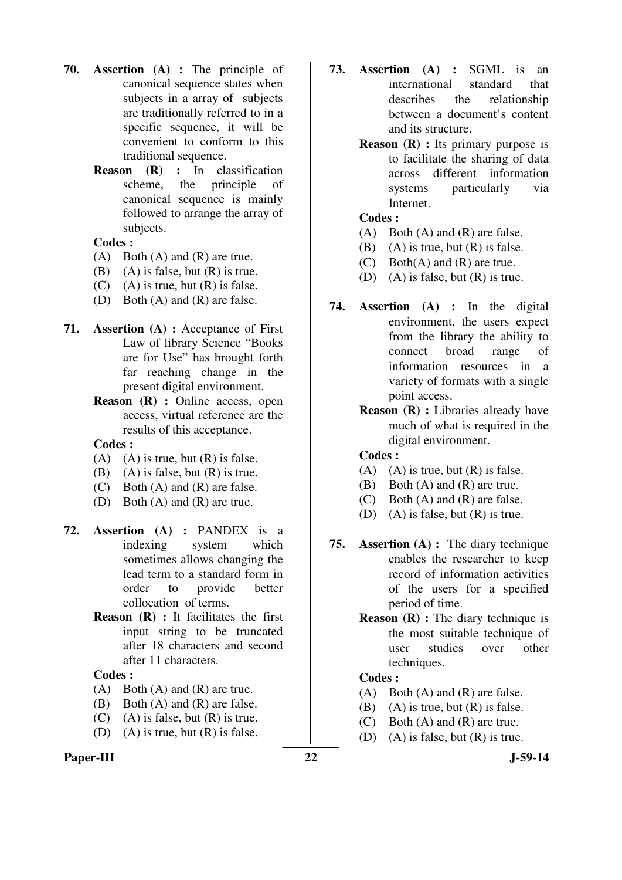**70.** **Assertion (A) :** The principle of canonical sequence states when subjects in a array of subjects are traditionally referred to in a specific sequence, it will be convenient to conform to this traditional sequence.

**Reason (R) :** In classification scheme, the principle of canonical sequence is mainly followed to arrange the array of subjects.

**Codes :**

(A) Both (A) and (R) are true.
(B) (A) is false, but (R) is true.
(C) (A) is true, but (R) is false.
(D) Both (A) and (R) are false.

**71.** **Assertion (A) :** Acceptance of First Law of library Science "Books are for Use" has brought forth far reaching change in the present digital environment.

**Reason (R) :** Online access, open access, virtual reference are the results of this acceptance.

**Codes :**

(A) (A) is true, but (R) is false.
(B) (A) is false, but (R) is true.
(C) Both (A) and (R) are false.
(D) Both (A) and (R) are true.

**72.** **Assertion (A) :** PANDEX is a indexing system which sometimes allows changing the lead term to a standard form in order to provide better collocation of terms.

**Reason (R) :** It facilitates the first input string to be truncated after 18 characters and second after 11 characters.

**Codes :**

(A) Both (A) and (R) are true.
(B) Both (A) and (R) are false.
(C) (A) is false, but (R) is true.
(D) (A) is true, but (R) is false.

**73.** **Assertion (A) :** SGML is an international standard that describes the relationship between a document's content and its structure.

**Reason (R) :** Its primary purpose is to facilitate the sharing of data across different information systems particularly via Internet.

**Codes :**

(A) Both (A) and (R) are false.
(B) (A) is true, but (R) is false.
(C) Both(A) and (R) are true.
(D) (A) is false, but (R) is true.

**74.** **Assertion (A) :** In the digital environment, the users expect from the library the ability to connect broad range of information resources in a variety of formats with a single point access.

**Reason (R) :** Libraries already have much of what is required in the digital environment.

**Codes :**

(A) (A) is true, but (R) is false.
(B) Both (A) and (R) are true.
(C) Both (A) and (R) are false.
(D) (A) is false, but (R) is true.

**75.** **Assertion (A) :** The diary technique enables the researcher to keep record of information activities of the users for a specified period of time.

**Reason (R) :** The diary technique is the most suitable technique of user studies over other techniques.

**Codes :**

(A) Both (A) and (R) are false.
(B) (A) is true, but (R) is false.
(C) Both (A) and (R) are true.
(D) (A) is false, but (R) is true.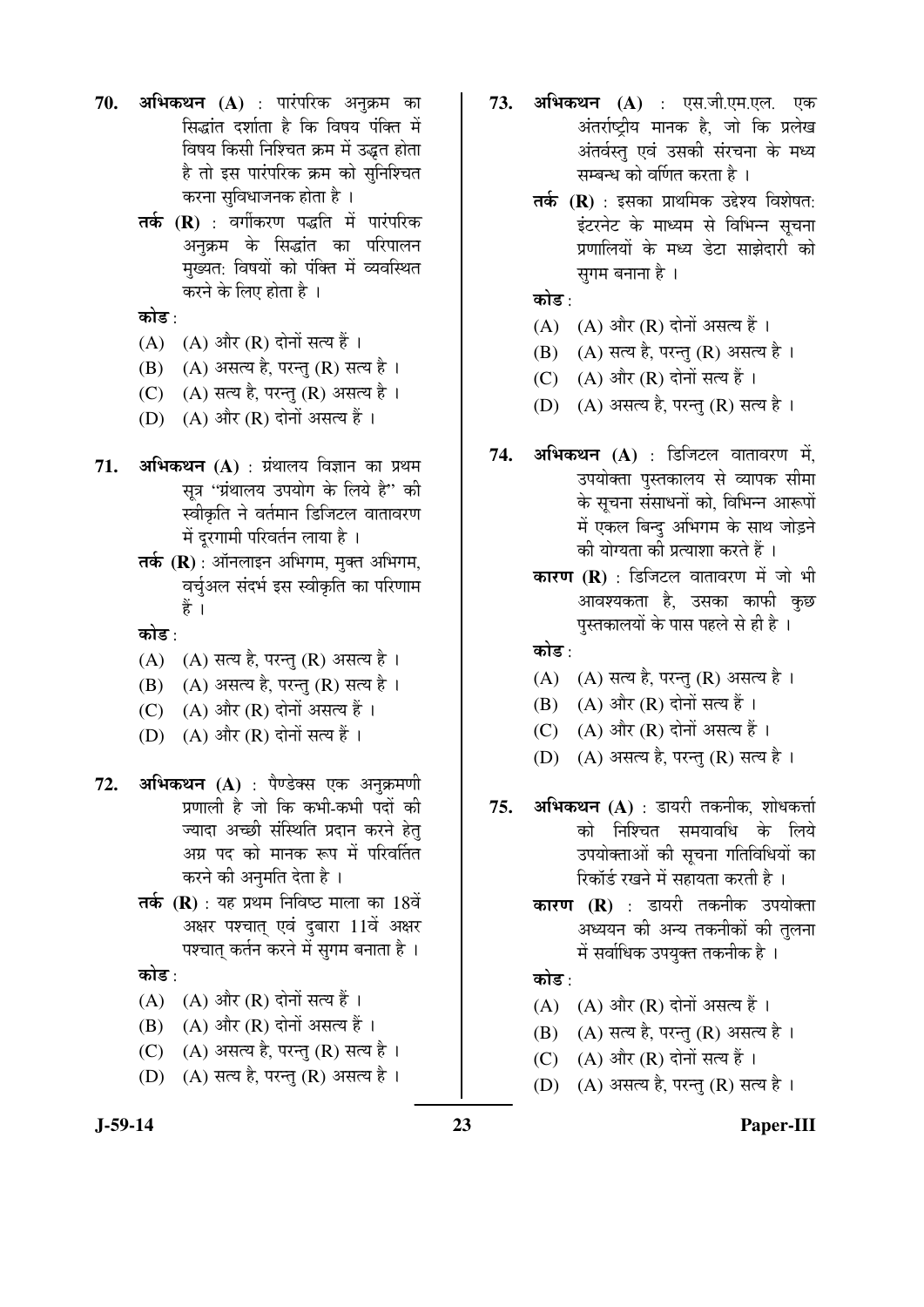**70.** **अभिकथन (A)** : पारंपरिक अनुक्रम का सिद्धांत दर्शाता है कि विषय पंक्ति में विषय किसी निश्चित क्रम में उद्भूत होता है तो इस पारंपरिक क्रम को सुनिश्चित करना सुविधाजनक होता है ।

**तर्क (R)** : वर्गीकरण पद्धति में पारंपरिक अनुक्रम के सिद्धांत का परिपालन मुख्यत: विषयों को पंक्ति में व्यवस्थित करने के लिए होता है ।

**कोड** :

(A) (A) और (R) दोनों सत्य हैं ।
(B) (A) असत्य है, परन्तु (R) सत्य है ।
(C) (A) सत्य है, परन्तु (R) असत्य है ।
(D) (A) और (R) दोनों असत्य हैं ।

**71.** **अभिकथन (A)** : ग्रंथालय विज्ञान का प्रथम सूत्र "ग्रंथालय उपयोग के लिये है" की स्वीकृति ने वर्तमान डिजिटल वातावरण में दूरगामी परिवर्तन लाया है ।

**तर्क (R)** : ऑनलाइन अभिगम, मुक्त अभिगम, वर्चुअल संदर्भ इस स्वीकृति का परिणाम हैं ।

**कोड** :

(A) (A) सत्य है, परन्तु (R) असत्य है ।
(B) (A) असत्य है, परन्तु (R) सत्य है ।
(C) (A) और (R) दोनों असत्य हैं ।
(D) (A) और (R) दोनों सत्य हैं ।

**72.** **अभिकथन (A)** : पैण्डेक्स एक अनुक्रमणी प्रणाली है जो कि कभी-कभी पदों की ज्यादा अच्छी संस्थिति प्रदान करने हेतु अग्र पद को मानक रूप में परिवर्तित करने की अनुमति देता है ।

**तर्क (R)** : यह प्रथम निविष्ठ माला का 18वें अक्षर पश्चात् एवं दुबारा 11वें अक्षर पश्चात् कर्तन करने में सुगम बनाता है ।

**कोड** :

(A) (A) और (R) दोनों सत्य हैं ।
(B) (A) और (R) दोनों असत्य हैं ।
(C) (A) असत्य है, परन्तु (R) सत्य है ।
(D) (A) सत्य है, परन्तु (R) असत्य है ।

**73.** **अभिकथन (A)** : एस.जी.एम.एल. एक अंतर्राष्ट्रीय मानक है, जो कि प्रलेख अंतर्वस्तु एवं उसकी संरचना के मध्य सम्बन्ध को वर्णित करता है ।

**तर्क (R)** : इसका प्राथमिक उद्देश्य विशेषत: इंटरनेट के माध्यम से विभिन्न सूचना प्रणालियों के मध्य डेटा साझेदारी को सुगम बनाना है ।

**कोड** :

(A) (A) और (R) दोनों असत्य हैं ।
(B) (A) सत्य है, परन्तु (R) असत्य है ।
(C) (A) और (R) दोनों सत्य हैं ।
(D) (A) असत्य है, परन्तु (R) सत्य है ।

**74.** **अभिकथन (A)** : डिजिटल वातावरण में, उपयोक्ता पुस्तकालय से व्यापक सीमा के सूचना संसाधनों को, विभिन्न आरूपों में एकल बिन्दु अभिगम के साथ जोड़ने की योग्यता की प्रत्याशा करते हैं ।

**कारण (R)** : डिजिटल वातावरण में जो भी आवश्यकता है, उसका काफी कुछ पुस्तकालयों के पास पहले से ही है ।

**कोड** :

(A) (A) सत्य है, परन्तु (R) असत्य है ।
(B) (A) और (R) दोनों सत्य हैं ।
(C) (A) और (R) दोनों असत्य हैं ।
(D) (A) असत्य है, परन्तु (R) सत्य है ।

**75.** **अभिकथन (A)** : डायरी तकनीक, शोधकर्त्ता को निश्चित समयावधि के लिये उपयोक्ताओं की सूचना गतिविधियों का रिकॉर्ड रखने में सहायता करती है ।

**कारण (R)** : डायरी तकनीक उपयोक्ता अध्ययन की अन्य तकनीकों की तुलना में सर्वाधिक उपयुक्त तकनीक है ।

**कोड** :

(A) (A) और (R) दोनों असत्य हैं ।
(B) (A) सत्य है, परन्तु (R) असत्य है ।
(C) (A) और (R) दोनों सत्य हैं ।
(D) (A) असत्य है, परन्तु (R) सत्य है ।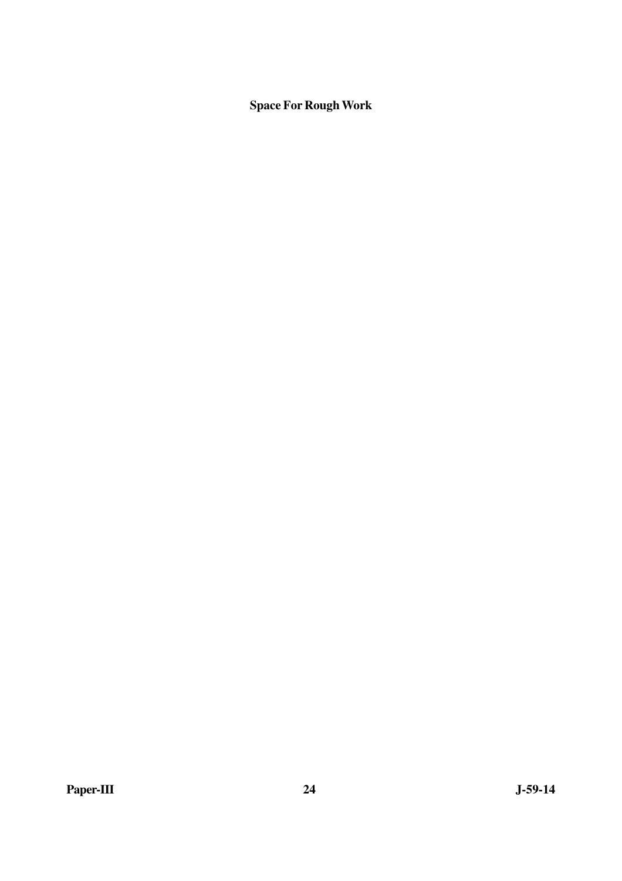**Space For Rough Work**